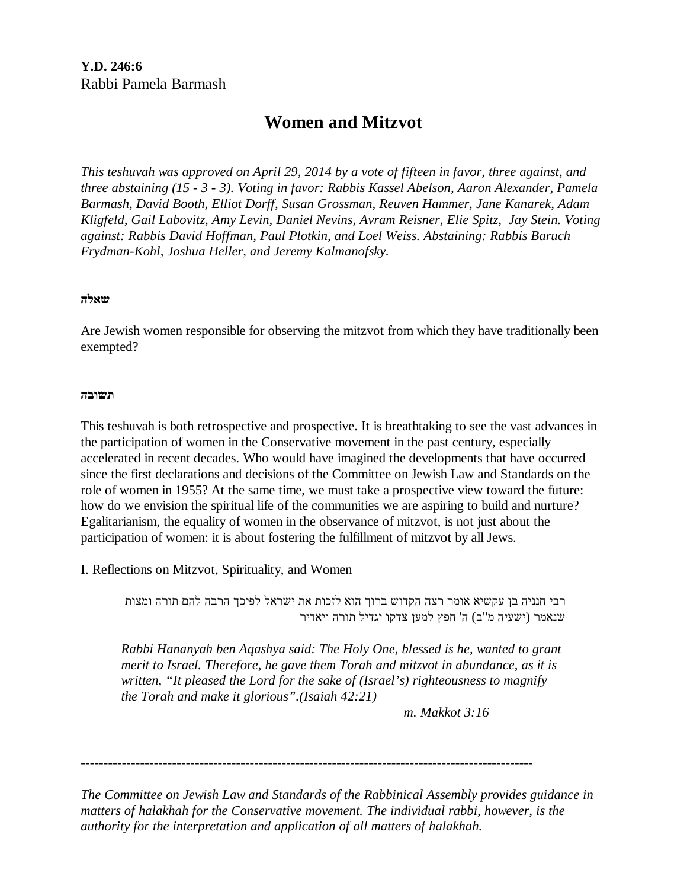**Y.D. 246:6**
Rabbi Pamela Barmash

# Women and Mitzvot

*This teshuvah was approved on April 29, 2014 by a vote of fifteen in favor, three against, and three abstaining (15 - 3 - 3). Voting in favor: Rabbis Kassel Abelson, Aaron Alexander, Pamela Barmash, David Booth, Elliot Dorff, Susan Grossman, Reuven Hammer, Jane Kanarek, Adam Kligfeld, Gail Labovitz, Amy Levin, Daniel Nevins, Avram Reisner, Elie Spitz, Jay Stein. Voting against: Rabbis David Hoffman, Paul Plotkin, and Loel Weiss. Abstaining: Rabbis Baruch Frydman-Kohl, Joshua Heller, and Jeremy Kalmanofsky.*

**שאלה**

Are Jewish women responsible for observing the mitzvot from which they have traditionally been exempted?

**תשובה**

This teshuvah is both retrospective and prospective. It is breathtaking to see the vast advances in the participation of women in the Conservative movement in the past century, especially accelerated in recent decades. Who would have imagined the developments that have occurred since the first declarations and decisions of the Committee on Jewish Law and Standards on the role of women in 1955? At the same time, we must take a prospective view toward the future: how do we envision the spiritual life of the communities we are aspiring to build and nurture? Egalitarianism, the equality of women in the observance of mitzvot, is not just about the participation of women: it is about fostering the fulfillment of mitzvot by all Jews.

## I. Reflections on Mitzvot, Spirituality, and Women

> רבי חנניה בן עקשיא אומר רצה הקדוש ברוך הוא לזכות את ישראל לפיכך הרבה להם תורה ומצות שנאמר (ישעיה מ"ב) ה' חפץ למען צדקו יגדיל תורה ויאדיר
>
> *Rabbi Hananyah ben Aqashya said: The Holy One, blessed is he, wanted to grant merit to Israel. Therefore, he gave them Torah and mitzvot in abundance, as it is written, "It pleased the Lord for the sake of (Israel's) righteousness to magnify the Torah and make it glorious".(Isaiah 42:21)*
>
> *m. Makkot 3:16*

---

*The Committee on Jewish Law and Standards of the Rabbinical Assembly provides guidance in matters of halakhah for the Conservative movement. The individual rabbi, however, is the authority for the interpretation and application of all matters of halakhah.*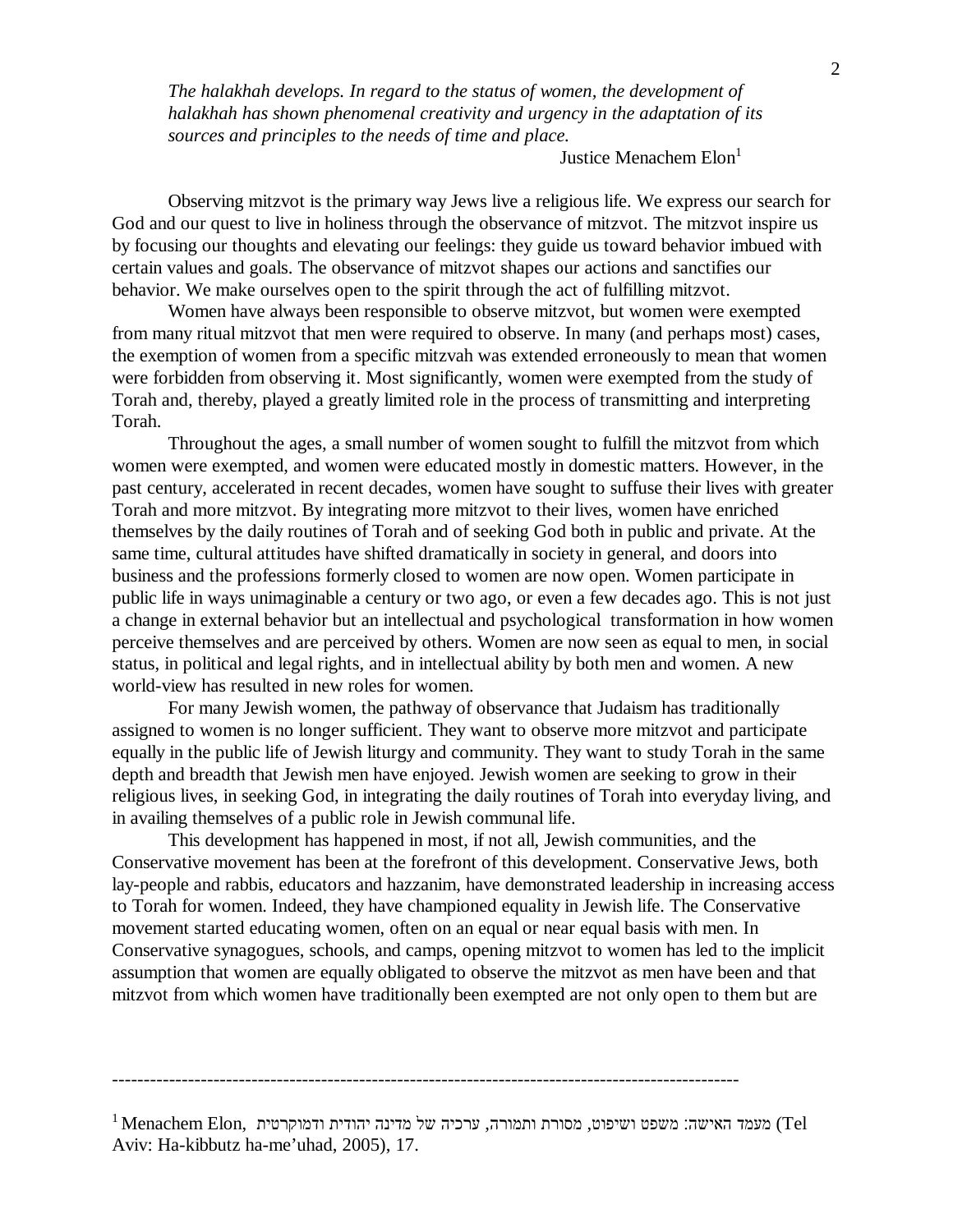*The halakhah develops. In regard to the status of women, the development of halakhah has shown phenomenal creativity and urgency in the adaptation of its sources and principles to the needs of time and place.*

Justice Menachem Elon[1]

Observing mitzvot is the primary way Jews live a religious life. We express our search for God and our quest to live in holiness through the observance of mitzvot. The mitzvot inspire us by focusing our thoughts and elevating our feelings: they guide us toward behavior imbued with certain values and goals. The observance of mitzvot shapes our actions and sanctifies our behavior. We make ourselves open to the spirit through the act of fulfilling mitzvot.

Women have always been responsible to observe mitzvot, but women were exempted from many ritual mitzvot that men were required to observe. In many (and perhaps most) cases, the exemption of women from a specific mitzvah was extended erroneously to mean that women were forbidden from observing it. Most significantly, women were exempted from the study of Torah and, thereby, played a greatly limited role in the process of transmitting and interpreting Torah.

Throughout the ages, a small number of women sought to fulfill the mitzvot from which women were exempted, and women were educated mostly in domestic matters. However, in the past century, accelerated in recent decades, women have sought to suffuse their lives with greater Torah and more mitzvot. By integrating more mitzvot to their lives, women have enriched themselves by the daily routines of Torah and of seeking God both in public and private. At the same time, cultural attitudes have shifted dramatically in society in general, and doors into business and the professions formerly closed to women are now open. Women participate in public life in ways unimaginable a century or two ago, or even a few decades ago. This is not just a change in external behavior but an intellectual and psychological transformation in how women perceive themselves and are perceived by others. Women are now seen as equal to men, in social status, in political and legal rights, and in intellectual ability by both men and women. A new world-view has resulted in new roles for women.

For many Jewish women, the pathway of observance that Judaism has traditionally assigned to women is no longer sufficient. They want to observe more mitzvot and participate equally in the public life of Jewish liturgy and community. They want to study Torah in the same depth and breadth that Jewish men have enjoyed. Jewish women are seeking to grow in their religious lives, in seeking God, in integrating the daily routines of Torah into everyday living, and in availing themselves of a public role in Jewish communal life.

This development has happened in most, if not all, Jewish communities, and the Conservative movement has been at the forefront of this development. Conservative Jews, both lay-people and rabbis, educators and hazzanim, have demonstrated leadership in increasing access to Torah for women. Indeed, they have championed equality in Jewish life. The Conservative movement started educating women, often on an equal or near equal basis with men. In Conservative synagogues, schools, and camps, opening mitzvot to women has led to the implicit assumption that women are equally obligated to observe the mitzvot as men have been and that mitzvot from which women have traditionally been exempted are not only open to them but are

---

[1] Menachem Elon, מעמד האישה: משפט ושיפוט, מסורת ותמורה, ערכיה של מדינה יהודית ודמוקרטית (Tel Aviv: Ha-kibbutz ha-me'uhad, 2005), 17.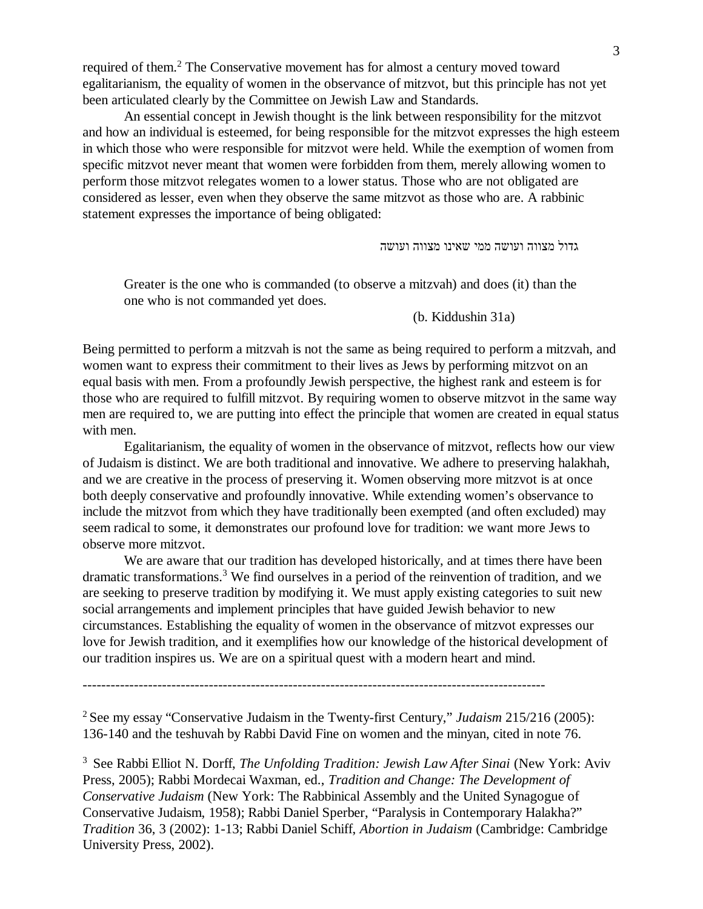required of them.[2] The Conservative movement has for almost a century moved toward egalitarianism, the equality of women in the observance of mitzvot, but this principle has not yet been articulated clearly by the Committee on Jewish Law and Standards.

An essential concept in Jewish thought is the link between responsibility for the mitzvot and how an individual is esteemed, for being responsible for the mitzvot expresses the high esteem in which those who were responsible for mitzvot were held. While the exemption of women from specific mitzvot never meant that women were forbidden from them, merely allowing women to perform those mitzvot relegates women to a lower status. Those who are not obligated are considered as lesser, even when they observe the same mitzvot as those who are. A rabbinic statement expresses the importance of being obligated:

גדול מצווה ועושה ממי שאינו מצווה ועושה

> Greater is the one who is commanded (to observe a mitzvah) and does (it) than the one who is not commanded yet does.
>
> (b. Kiddushin 31a)

Being permitted to perform a mitzvah is not the same as being required to perform a mitzvah, and women want to express their commitment to their lives as Jews by performing mitzvot on an equal basis with men. From a profoundly Jewish perspective, the highest rank and esteem is for those who are required to fulfill mitzvot. By requiring women to observe mitzvot in the same way men are required to, we are putting into effect the principle that women are created in equal status with men.

Egalitarianism, the equality of women in the observance of mitzvot, reflects how our view of Judaism is distinct. We are both traditional and innovative. We adhere to preserving halakhah, and we are creative in the process of preserving it. Women observing more mitzvot is at once both deeply conservative and profoundly innovative. While extending women's observance to include the mitzvot from which they have traditionally been exempted (and often excluded) may seem radical to some, it demonstrates our profound love for tradition: we want more Jews to observe more mitzvot.

We are aware that our tradition has developed historically, and at times there have been dramatic transformations.[3] We find ourselves in a period of the reinvention of tradition, and we are seeking to preserve tradition by modifying it. We must apply existing categories to suit new social arrangements and implement principles that have guided Jewish behavior to new circumstances. Establishing the equality of women in the observance of mitzvot expresses our love for Jewish tradition, and it exemplifies how our knowledge of the historical development of our tradition inspires us. We are on a spiritual quest with a modern heart and mind.

---

[2] See my essay "Conservative Judaism in the Twenty-first Century," *Judaism* 215/216 (2005): 136-140 and the teshuvah by Rabbi David Fine on women and the minyan, cited in note 76.

[3] See Rabbi Elliot N. Dorff, *The Unfolding Tradition: Jewish Law After Sinai* (New York: Aviv Press, 2005); Rabbi Mordecai Waxman, ed., *Tradition and Change: The Development of Conservative Judaism* (New York: The Rabbinical Assembly and the United Synagogue of Conservative Judaism, 1958); Rabbi Daniel Sperber, "Paralysis in Contemporary Halakha?" *Tradition* 36, 3 (2002): 1-13; Rabbi Daniel Schiff, *Abortion in Judaism* (Cambridge: Cambridge University Press, 2002).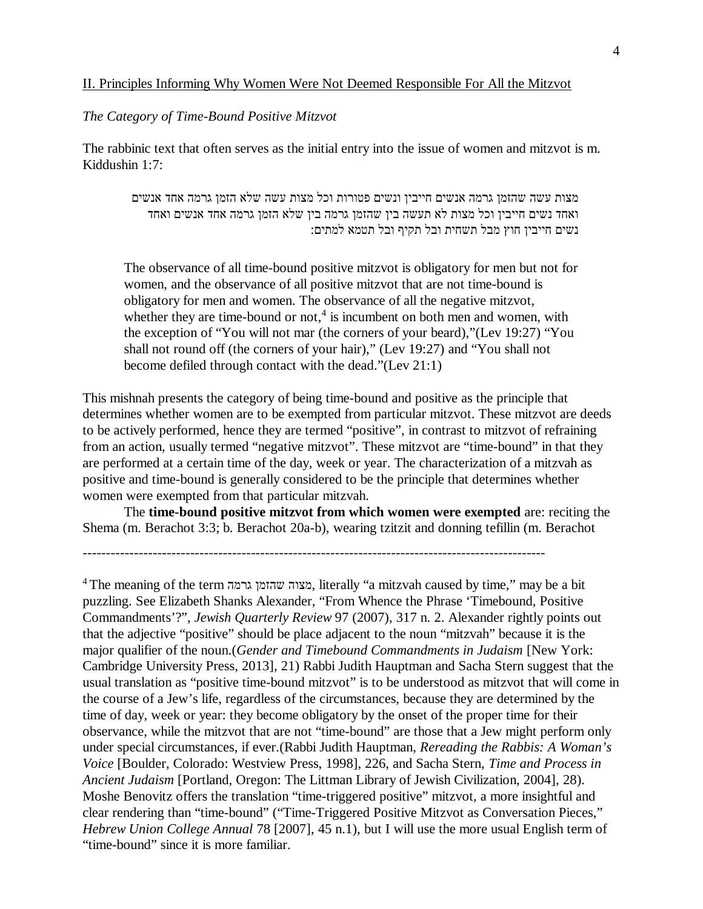II. Principles Informing Why Women Were Not Deemed Responsible For All the Mitzvot

*The Category of Time-Bound Positive Mitzvot*

The rabbinic text that often serves as the initial entry into the issue of women and mitzvot is m. Kiddushin 1:7:

> מצות עשה שהזמן גרמה אנשים חייבין ונשים פטורות וכל מצות עשה שלא הזמן גרמה אחד אנשים ואחד נשים חייבין וכל מצות לא תעשה בין שהזמן גרמה בין שלא הזמן גרמה אחד אנשים ואחד נשים חייבין חוץ מבל תשחית ובל תקיף ובל תטמא למתים:
>
> The observance of all time-bound positive mitzvot is obligatory for men but not for women, and the observance of all positive mitzvot that are not time-bound is obligatory for men and women. The observance of all the negative mitzvot, whether they are time-bound or not,[4] is incumbent on both men and women, with the exception of "You will not mar (the corners of your beard),"(Lev 19:27) "You shall not round off (the corners of your hair)," (Lev 19:27) and "You shall not become defiled through contact with the dead."(Lev 21:1)

This mishnah presents the category of being time-bound and positive as the principle that determines whether women are to be exempted from particular mitzvot. These mitzvot are deeds to be actively performed, hence they are termed "positive", in contrast to mitzvot of refraining from an action, usually termed "negative mitzvot". These mitzvot are "time-bound" in that they are performed at a certain time of the day, week or year. The characterization of a mitzvah as positive and time-bound is generally considered to be the principle that determines whether women were exempted from that particular mitzvah.

The **time-bound positive mitzvot from which women were exempted** are: reciting the Shema (m. Berachot 3:3; b. Berachot 20a-b), wearing tzitzit and donning tefillin (m. Berachot

---

[4] The meaning of the term מצוה שהזמן גרמה, literally "a mitzvah caused by time," may be a bit puzzling. See Elizabeth Shanks Alexander, "From Whence the Phrase 'Timebound, Positive Commandments'?", *Jewish Quarterly Review* 97 (2007), 317 n. 2. Alexander rightly points out that the adjective "positive" should be place adjacent to the noun "mitzvah" because it is the major qualifier of the noun.(*Gender and Timebound Commandments in Judaism* [New York: Cambridge University Press, 2013], 21) Rabbi Judith Hauptman and Sacha Stern suggest that the usual translation as "positive time-bound mitzvot" is to be understood as mitzvot that will come in the course of a Jew's life, regardless of the circumstances, because they are determined by the time of day, week or year: they become obligatory by the onset of the proper time for their observance, while the mitzvot that are not "time-bound" are those that a Jew might perform only under special circumstances, if ever.(Rabbi Judith Hauptman, *Rereading the Rabbis: A Woman's Voice* [Boulder, Colorado: Westview Press, 1998], 226, and Sacha Stern, *Time and Process in Ancient Judaism* [Portland, Oregon: The Littman Library of Jewish Civilization, 2004], 28). Moshe Benovitz offers the translation "time-triggered positive" mitzvot, a more insightful and clear rendering than "time-bound" ("Time-Triggered Positive Mitzvot as Conversation Pieces," *Hebrew Union College Annual* 78 [2007], 45 n.1), but I will use the more usual English term of "time-bound" since it is more familiar.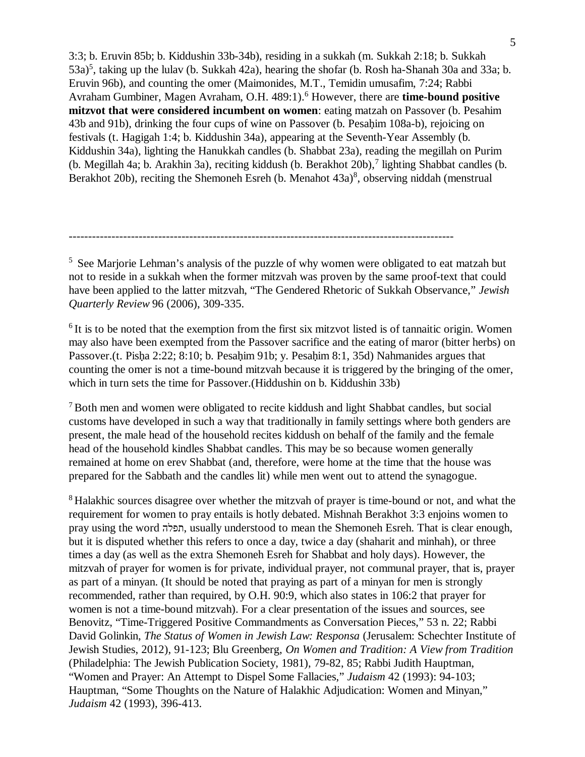3:3; b. Eruvin 85b; b. Kiddushin 33b-34b), residing in a sukkah (m. Sukkah 2:18; b. Sukkah 53a)[5], taking up the lulav (b. Sukkah 42a), hearing the shofar (b. Rosh ha-Shanah 30a and 33a; b. Eruvin 96b), and counting the omer (Maimonides, M.T., Temidin umusafim, 7:24; Rabbi Avraham Gumbiner, Magen Avraham, O.H. 489:1).[6] However, there are **time-bound positive mitzvot that were considered incumbent on women**: eating matzah on Passover (b. Pesahim 43b and 91b), drinking the four cups of wine on Passover (b. Pesaḥim 108a-b), rejoicing on festivals (t. Hagigah 1:4; b. Kiddushin 34a), appearing at the Seventh-Year Assembly (b. Kiddushin 34a), lighting the Hanukkah candles (b. Shabbat 23a), reading the megillah on Purim (b. Megillah 4a; b. Arakhin 3a), reciting kiddush (b. Berakhot 20b),[7] lighting Shabbat candles (b. Berakhot 20b), reciting the Shemoneh Esreh (b. Menahot 43a)[8], observing niddah (menstrual

---

[5] See Marjorie Lehman's analysis of the puzzle of why women were obligated to eat matzah but not to reside in a sukkah when the former mitzvah was proven by the same proof-text that could have been applied to the latter mitzvah, "The Gendered Rhetoric of Sukkah Observance," *Jewish Quarterly Review* 96 (2006), 309-335.

[6] It is to be noted that the exemption from the first six mitzvot listed is of tannaitic origin. Women may also have been exempted from the Passover sacrifice and the eating of maror (bitter herbs) on Passover.(t. Pisḥa 2:22; 8:10; b. Pesaḥim 91b; y. Pesaḥim 8:1, 35d) Nahmanides argues that counting the omer is not a time-bound mitzvah because it is triggered by the bringing of the omer, which in turn sets the time for Passover.(Hiddushin on b. Kiddushin 33b)

[7] Both men and women were obligated to recite kiddush and light Shabbat candles, but social customs have developed in such a way that traditionally in family settings where both genders are present, the male head of the household recites kiddush on behalf of the family and the female head of the household kindles Shabbat candles. This may be so because women generally remained at home on erev Shabbat (and, therefore, were home at the time that the house was prepared for the Sabbath and the candles lit) while men went out to attend the synagogue.

[8] Halakhic sources disagree over whether the mitzvah of prayer is time-bound or not, and what the requirement for women to pray entails is hotly debated. Mishnah Berakhot 3:3 enjoins women to pray using the word תפלה, usually understood to mean the Shemoneh Esreh. That is clear enough, but it is disputed whether this refers to once a day, twice a day (shaharit and minhah), or three times a day (as well as the extra Shemoneh Esreh for Shabbat and holy days). However, the mitzvah of prayer for women is for private, individual prayer, not communal prayer, that is, prayer as part of a minyan. (It should be noted that praying as part of a minyan for men is strongly recommended, rather than required, by O.H. 90:9, which also states in 106:2 that prayer for women is not a time-bound mitzvah). For a clear presentation of the issues and sources, see Benovitz, "Time-Triggered Positive Commandments as Conversation Pieces," 53 n. 22; Rabbi David Golinkin, *The Status of Women in Jewish Law: Responsa* (Jerusalem: Schechter Institute of Jewish Studies, 2012), 91-123; Blu Greenberg, *On Women and Tradition: A View from Tradition* (Philadelphia: The Jewish Publication Society, 1981), 79-82, 85; Rabbi Judith Hauptman, "Women and Prayer: An Attempt to Dispel Some Fallacies," *Judaism* 42 (1993): 94-103; Hauptman, "Some Thoughts on the Nature of Halakhic Adjudication: Women and Minyan," *Judaism* 42 (1993), 396-413.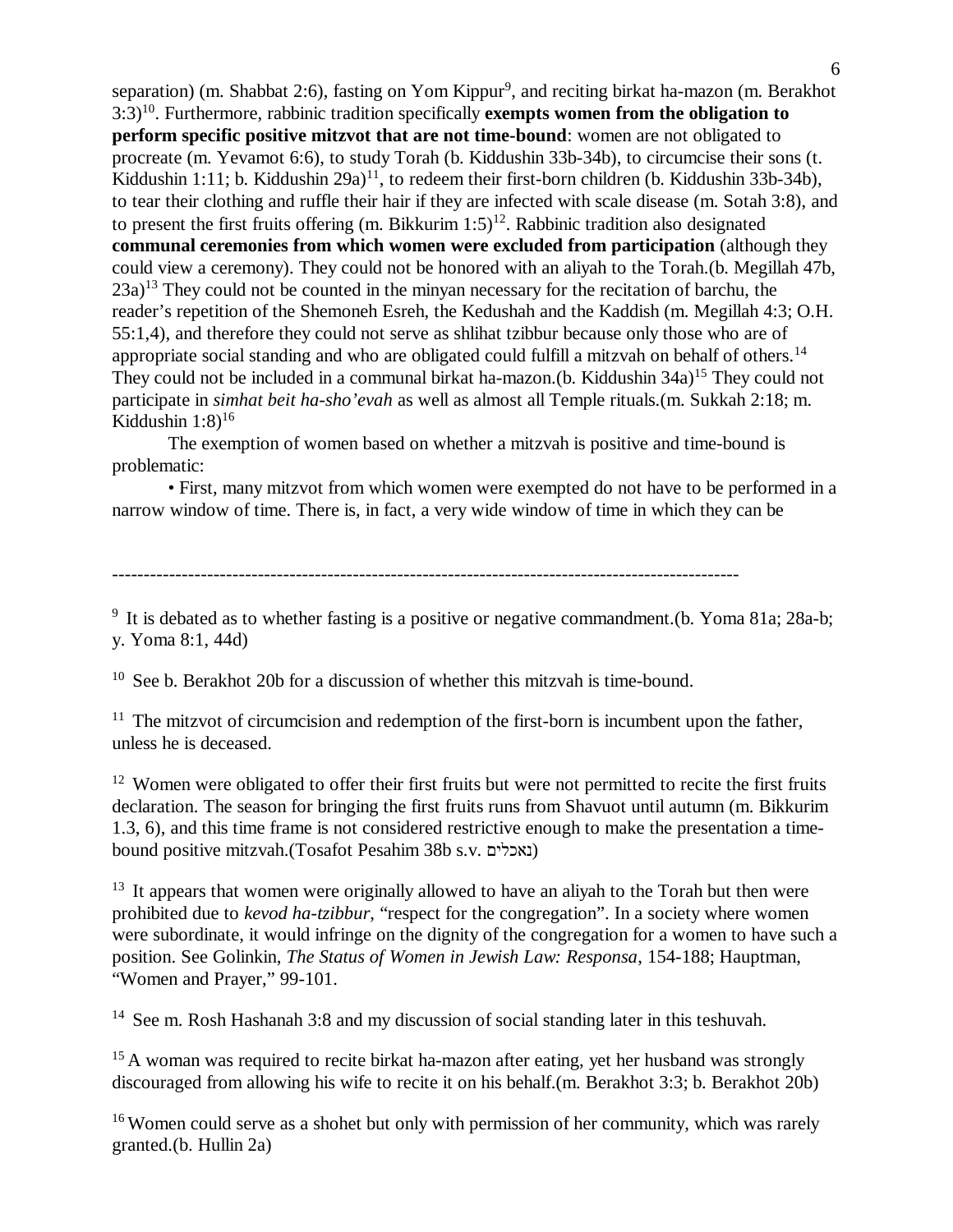separation) (m. Shabbat 2:6), fasting on Yom Kippur[9], and reciting birkat ha-mazon (m. Berakhot 3:3)[10]. Furthermore, rabbinic tradition specifically **exempts women from the obligation to perform specific positive mitzvot that are not time-bound**: women are not obligated to procreate (m. Yevamot 6:6), to study Torah (b. Kiddushin 33b-34b), to circumcise their sons (t. Kiddushin 1:11; b. Kiddushin 29a)[11], to redeem their first-born children (b. Kiddushin 33b-34b), to tear their clothing and ruffle their hair if they are infected with scale disease (m. Sotah 3:8), and to present the first fruits offering (m. Bikkurim 1:5)[12]. Rabbinic tradition also designated **communal ceremonies from which women were excluded from participation** (although they could view a ceremony). They could not be honored with an aliyah to the Torah.(b. Megillah 47b, 23a)[13] They could not be counted in the minyan necessary for the recitation of barchu, the reader's repetition of the Shemoneh Esreh, the Kedushah and the Kaddish (m. Megillah 4:3; O.H. 55:1,4), and therefore they could not serve as shlihat tzibbur because only those who are of appropriate social standing and who are obligated could fulfill a mitzvah on behalf of others.[14] They could not be included in a communal birkat ha-mazon.(b. Kiddushin 34a)[15] They could not participate in *simhat beit ha-sho'evah* as well as almost all Temple rituals.(m. Sukkah 2:18; m. Kiddushin 1:8)[16]

The exemption of women based on whether a mitzvah is positive and time-bound is problematic:

• First, many mitzvot from which women were exempted do not have to be performed in a narrow window of time. There is, in fact, a very wide window of time in which they can be

---

[9] It is debated as to whether fasting is a positive or negative commandment.(b. Yoma 81a; 28a-b; y. Yoma 8:1, 44d)

[10] See b. Berakhot 20b for a discussion of whether this mitzvah is time-bound.

[11] The mitzvot of circumcision and redemption of the first-born is incumbent upon the father, unless he is deceased.

[12] Women were obligated to offer their first fruits but were not permitted to recite the first fruits declaration. The season for bringing the first fruits runs from Shavuot until autumn (m. Bikkurim 1.3, 6), and this time frame is not considered restrictive enough to make the presentation a time-bound positive mitzvah.(Tosafot Pesahim 38b s.v. נאכלים)

[13] It appears that women were originally allowed to have an aliyah to the Torah but then were prohibited due to *kevod ha-tzibbur*, "respect for the congregation". In a society where women were subordinate, it would infringe on the dignity of the congregation for a women to have such a position. See Golinkin, *The Status of Women in Jewish Law: Responsa*, 154-188; Hauptman, "Women and Prayer," 99-101.

[14] See m. Rosh Hashanah 3:8 and my discussion of social standing later in this teshuvah.

[15] A woman was required to recite birkat ha-mazon after eating, yet her husband was strongly discouraged from allowing his wife to recite it on his behalf.(m. Berakhot 3:3; b. Berakhot 20b)

[16] Women could serve as a shohet but only with permission of her community, which was rarely granted.(b. Hullin 2a)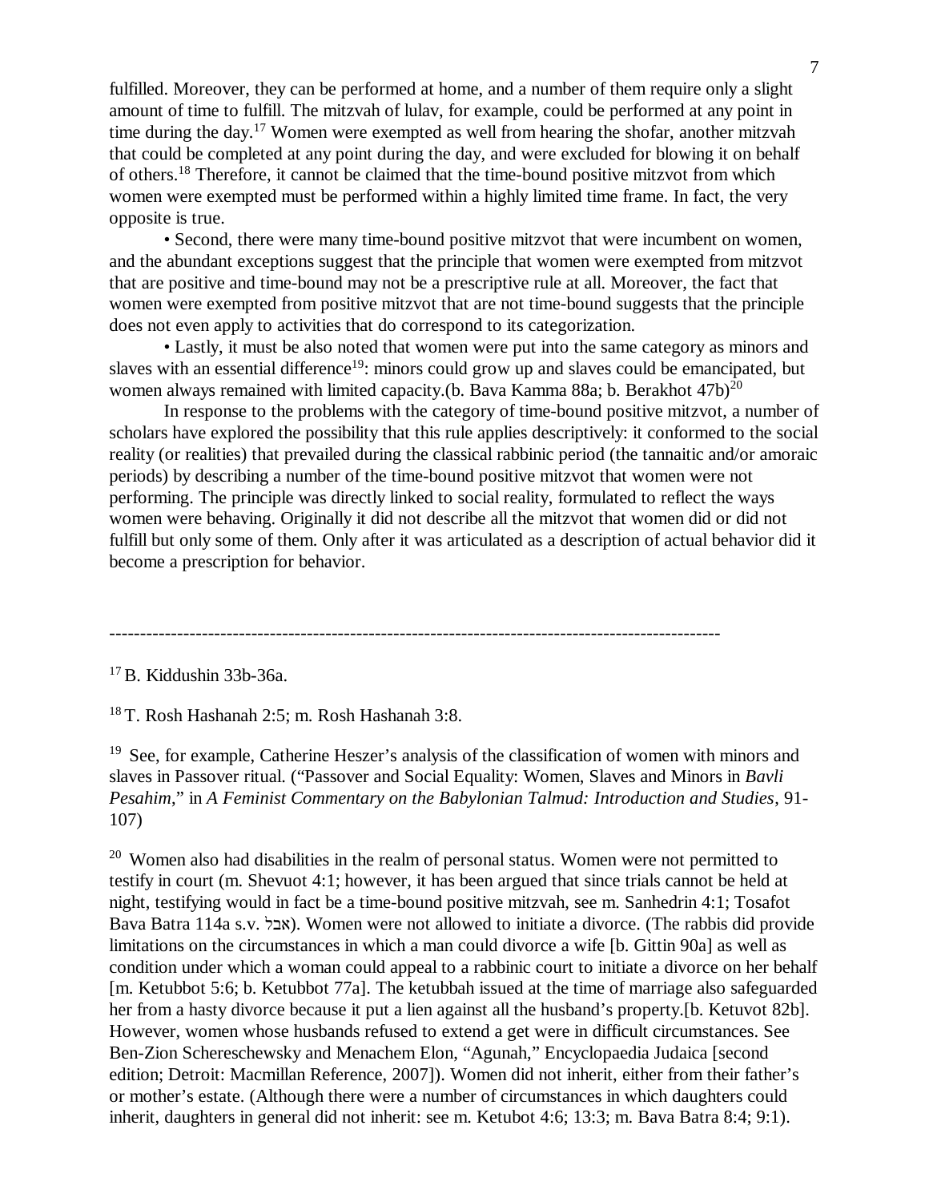fulfilled. Moreover, they can be performed at home, and a number of them require only a slight amount of time to fulfill. The mitzvah of lulav, for example, could be performed at any point in time during the day.[17] Women were exempted as well from hearing the shofar, another mitzvah that could be completed at any point during the day, and were excluded for blowing it on behalf of others.[18] Therefore, it cannot be claimed that the time-bound positive mitzvot from which women were exempted must be performed within a highly limited time frame. In fact, the very opposite is true.

• Second, there were many time-bound positive mitzvot that were incumbent on women, and the abundant exceptions suggest that the principle that women were exempted from mitzvot that are positive and time-bound may not be a prescriptive rule at all. Moreover, the fact that women were exempted from positive mitzvot that are not time-bound suggests that the principle does not even apply to activities that do correspond to its categorization.

• Lastly, it must be also noted that women were put into the same category as minors and slaves with an essential difference[19]: minors could grow up and slaves could be emancipated, but women always remained with limited capacity.(b. Bava Kamma 88a; b. Berakhot 47b)[20]

In response to the problems with the category of time-bound positive mitzvot, a number of scholars have explored the possibility that this rule applies descriptively: it conformed to the social reality (or realities) that prevailed during the classical rabbinic period (the tannaitic and/or amoraic periods) by describing a number of the time-bound positive mitzvot that women were not performing. The principle was directly linked to social reality, formulated to reflect the ways women were behaving. Originally it did not describe all the mitzvot that women did or did not fulfill but only some of them. Only after it was articulated as a description of actual behavior did it become a prescription for behavior.

---

[17] B. Kiddushin 33b-36a.

[18] T. Rosh Hashanah 2:5; m. Rosh Hashanah 3:8.

[19] See, for example, Catherine Heszer's analysis of the classification of women with minors and slaves in Passover ritual. ("Passover and Social Equality: Women, Slaves and Minors in *Bavli Pesahim*," in *A Feminist Commentary on the Babylonian Talmud: Introduction and Studies*, 91-107)

[20] Women also had disabilities in the realm of personal status. Women were not permitted to testify in court (m. Shevuot 4:1; however, it has been argued that since trials cannot be held at night, testifying would in fact be a time-bound positive mitzvah, see m. Sanhedrin 4:1; Tosafot Bava Batra 114a s.v. אבל). Women were not allowed to initiate a divorce. (The rabbis did provide limitations on the circumstances in which a man could divorce a wife [b. Gittin 90a] as well as condition under which a woman could appeal to a rabbinic court to initiate a divorce on her behalf [m. Ketubbot 5:6; b. Ketubbot 77a]. The ketubbah issued at the time of marriage also safeguarded her from a hasty divorce because it put a lien against all the husband's property.[b. Ketuvot 82b]. However, women whose husbands refused to extend a get were in difficult circumstances. See Ben-Zion Schereschewsky and Menachem Elon, "Agunah," Encyclopaedia Judaica [second edition; Detroit: Macmillan Reference, 2007]). Women did not inherit, either from their father's or mother's estate. (Although there were a number of circumstances in which daughters could inherit, daughters in general did not inherit: see m. Ketubot 4:6; 13:3; m. Bava Batra 8:4; 9:1).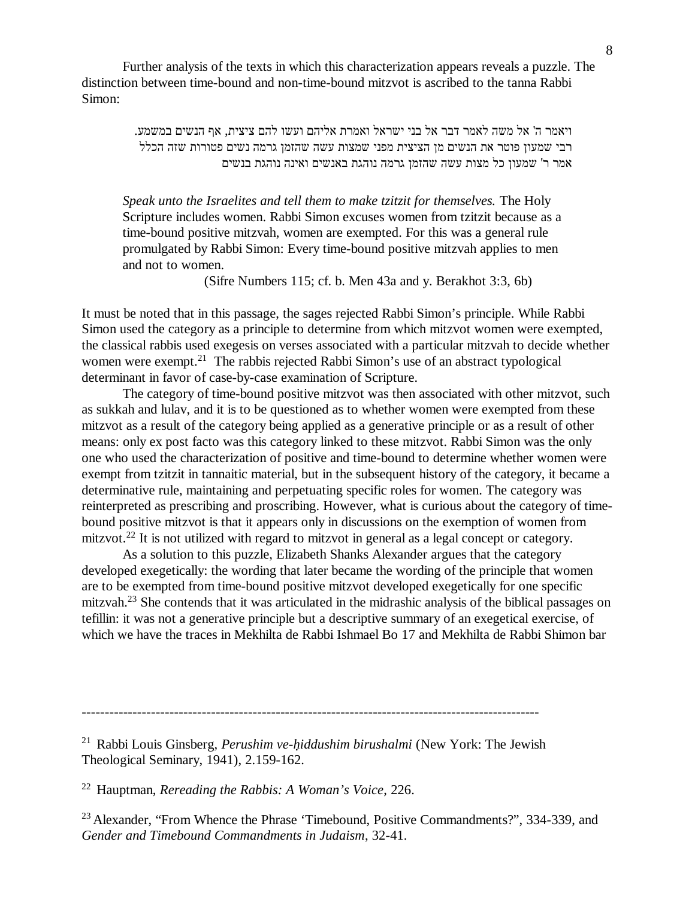Further analysis of the texts in which this characterization appears reveals a puzzle. The distinction between time-bound and non-time-bound mitzvot is ascribed to the tanna Rabbi Simon:

> ויאמר ה' אל משה לאמר דבר אל בני ישראל ואמרת אליהם ועשו להם ציצית, אף הנשים במשמע.
> רבי שמעון פוטר את הנשים מן הציצית מפני שמצות עשה שהזמן גרמה נשים פטורות שזה הכלל
> אמר ר' שמעון כל מצות עשה שהזמן גרמה נוהגת באנשים ואינה נוהגת בנשים
>
> *Speak unto the Israelites and tell them to make tzitzit for themselves.* The Holy Scripture includes women. Rabbi Simon excuses women from tzitzit because as a time-bound positive mitzvah, women are exempted. For this was a general rule promulgated by Rabbi Simon: Every time-bound positive mitzvah applies to men and not to women.
>
> (Sifre Numbers 115; cf. b. Men 43a and y. Berakhot 3:3, 6b)

It must be noted that in this passage, the sages rejected Rabbi Simon's principle. While Rabbi Simon used the category as a principle to determine from which mitzvot women were exempted, the classical rabbis used exegesis on verses associated with a particular mitzvah to decide whether women were exempt.[21] The rabbis rejected Rabbi Simon's use of an abstract typological determinant in favor of case-by-case examination of Scripture.

The category of time-bound positive mitzvot was then associated with other mitzvot, such as sukkah and lulav, and it is to be questioned as to whether women were exempted from these mitzvot as a result of the category being applied as a generative principle or as a result of other means: only ex post facto was this category linked to these mitzvot. Rabbi Simon was the only one who used the characterization of positive and time-bound to determine whether women were exempt from tzitzit in tannaitic material, but in the subsequent history of the category, it became a determinative rule, maintaining and perpetuating specific roles for women. The category was reinterpreted as prescribing and proscribing. However, what is curious about the category of time-bound positive mitzvot is that it appears only in discussions on the exemption of women from mitzvot.[22] It is not utilized with regard to mitzvot in general as a legal concept or category.

As a solution to this puzzle, Elizabeth Shanks Alexander argues that the category developed exegetically: the wording that later became the wording of the principle that women are to be exempted from time-bound positive mitzvot developed exegetically for one specific mitzvah.[23] She contends that it was articulated in the midrashic analysis of the biblical passages on tefillin: it was not a generative principle but a descriptive summary of an exegetical exercise, of which we have the traces in Mekhilta de Rabbi Ishmael Bo 17 and Mekhilta de Rabbi Shimon bar

---

[21] Rabbi Louis Ginsberg, *Perushim ve-ḥiddushim birushalmi* (New York: The Jewish Theological Seminary, 1941), 2.159-162.

[22] Hauptman, *Rereading the Rabbis: A Woman's Voice*, 226.

[23] Alexander, "From Whence the Phrase 'Timebound, Positive Commandments?", 334-339, and *Gender and Timebound Commandments in Judaism*, 32-41.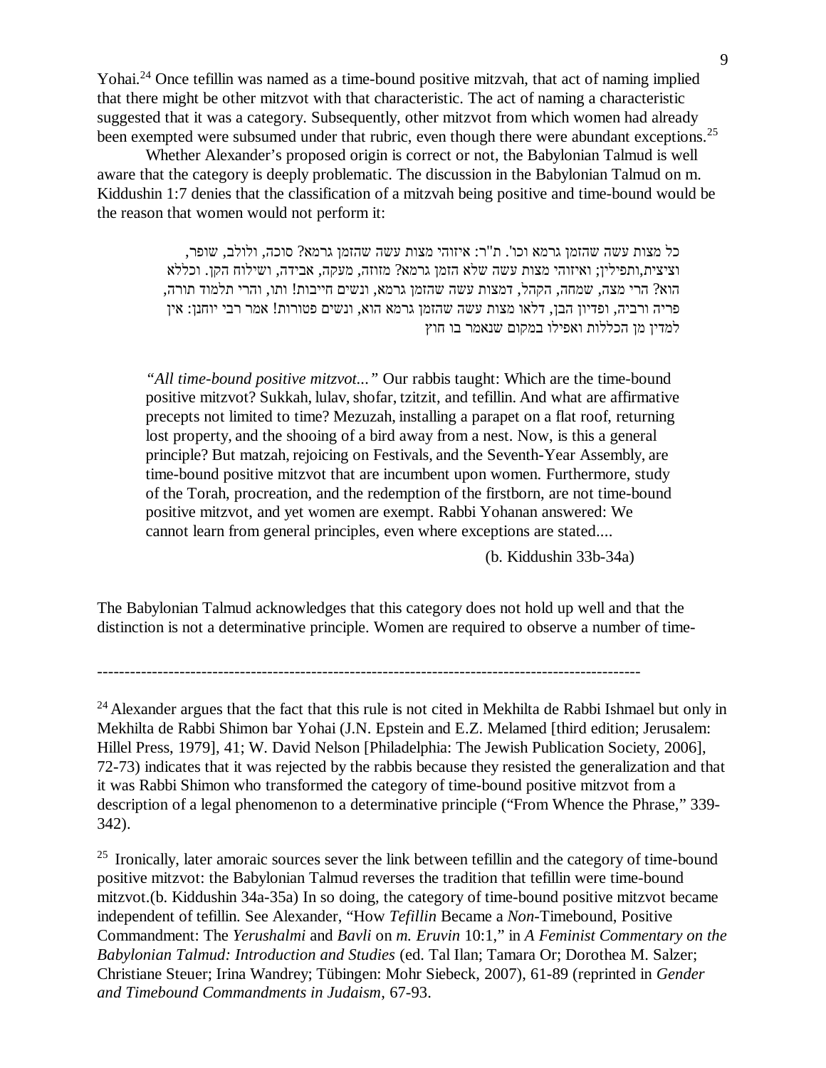Yohai.[24] Once tefillin was named as a time-bound positive mitzvah, that act of naming implied that there might be other mitzvot with that characteristic. The act of naming a characteristic suggested that it was a category. Subsequently, other mitzvot from which women had already been exempted were subsumed under that rubric, even though there were abundant exceptions.[25]

Whether Alexander's proposed origin is correct or not, the Babylonian Talmud is well aware that the category is deeply problematic. The discussion in the Babylonian Talmud on m. Kiddushin 1:7 denies that the classification of a mitzvah being positive and time-bound would be the reason that women would not perform it:

> כל מצות עשה שהזמן גרמא וכו'. ת"ר: איזוהי מצות עשה שהזמן גרמא? סוכה, ולולב, שופר, וציצית,ותפילין; ואיזוהי מצות עשה שלא הזמן גרמא? מזוזה, מעקה, אבידה, ושילוח הקן. וכללא הוא? הרי מצה, שמחה, הקהל, דמצות עשה שהזמן גרמא, ונשים חייבות! ותו, והרי תלמוד תורה, פריה ורביה, ופדיון הבן, דלאו מצות עשה שהזמן גרמא הוא, ונשים פטורות! אמר רבי יוחנן: אין למדין מן הכללות ואפילו במקום שנאמר בו חוץ
>
> *"All time-bound positive mitzvot..."* Our rabbis taught: Which are the time-bound positive mitzvot? Sukkah, lulav, shofar, tzitzit, and tefillin. And what are affirmative precepts not limited to time? Mezuzah, installing a parapet on a flat roof, returning lost property, and the shooing of a bird away from a nest. Now, is this a general principle? But matzah, rejoicing on Festivals, and the Seventh-Year Assembly, are time-bound positive mitzvot that are incumbent upon women. Furthermore, study of the Torah, procreation, and the redemption of the firstborn, are not time-bound positive mitzvot, and yet women are exempt. Rabbi Yohanan answered: We cannot learn from general principles, even where exceptions are stated....
>
> (b. Kiddushin 33b-34a)

The Babylonian Talmud acknowledges that this category does not hold up well and that the distinction is not a determinative principle. Women are required to observe a number of time-

---

[24] Alexander argues that the fact that this rule is not cited in Mekhilta de Rabbi Ishmael but only in Mekhilta de Rabbi Shimon bar Yohai (J.N. Epstein and E.Z. Melamed [third edition; Jerusalem: Hillel Press, 1979], 41; W. David Nelson [Philadelphia: The Jewish Publication Society, 2006], 72-73) indicates that it was rejected by the rabbis because they resisted the generalization and that it was Rabbi Shimon who transformed the category of time-bound positive mitzvot from a description of a legal phenomenon to a determinative principle ("From Whence the Phrase," 339-342).

[25] Ironically, later amoraic sources sever the link between tefillin and the category of time-bound positive mitzvot: the Babylonian Talmud reverses the tradition that tefillin were time-bound mitzvot.(b. Kiddushin 34a-35a) In so doing, the category of time-bound positive mitzvot became independent of tefillin. See Alexander, "How *Tefillin* Became a *Non*-Timebound, Positive Commandment: The *Yerushalmi* and *Bavli* on *m. Eruvin* 10:1," in *A Feminist Commentary on the Babylonian Talmud: Introduction and Studies* (ed. Tal Ilan; Tamara Or; Dorothea M. Salzer; Christiane Steuer; Irina Wandrey; Tübingen: Mohr Siebeck, 2007), 61-89 (reprinted in *Gender and Timebound Commandments in Judaism*, 67-93.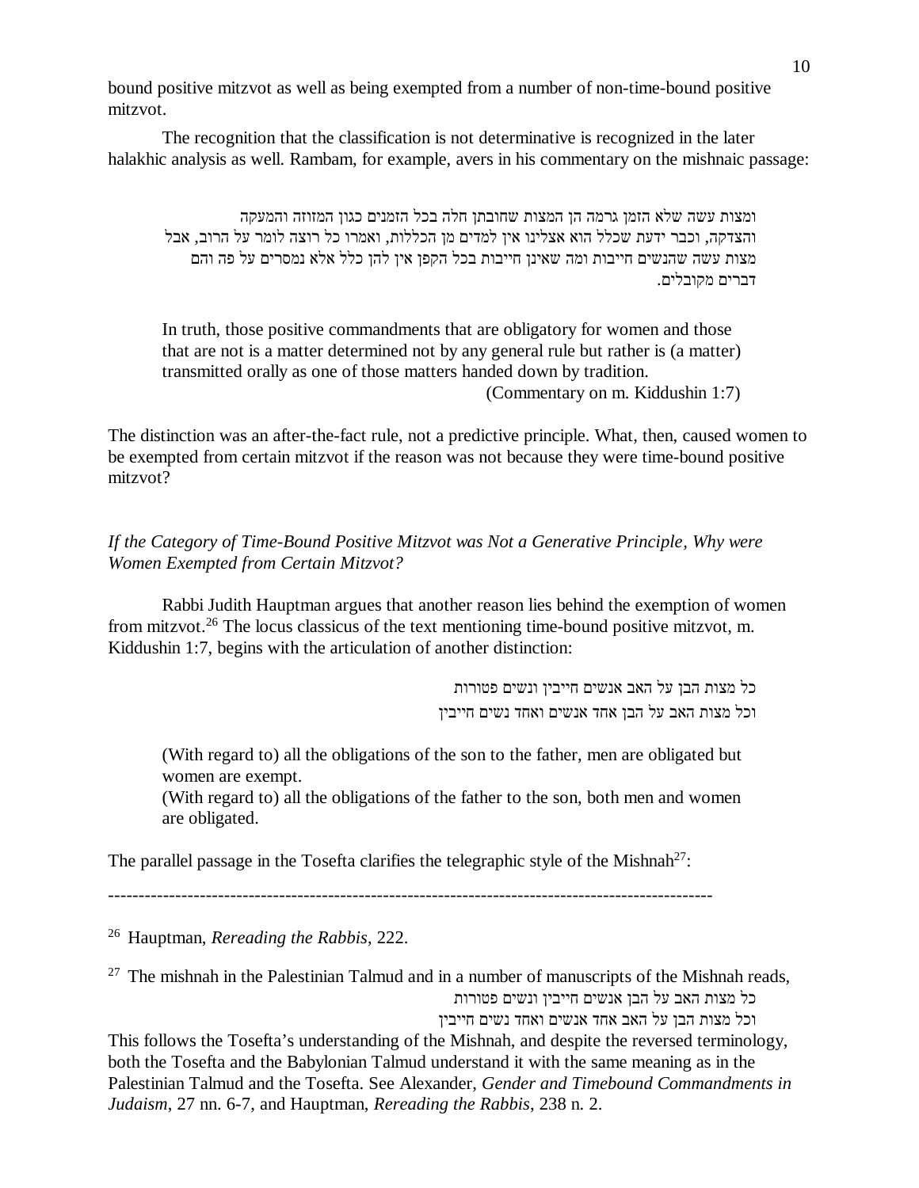bound positive mitzvot as well as being exempted from a number of non-time-bound positive mitzvot.

The recognition that the classification is not determinative is recognized in the later halakhic analysis as well. Rambam, for example, avers in his commentary on the mishnaic passage:

> ומצות עשה שלא הזמן גרמה הן המצות שחובתן חלה בכל הזמנים כגון המזוזה והמעקה והצדקה, וכבר ידעת שכלל הוא אצלינו אין למדים מן הכללות, ואמרו כל רוצה לומר על הרוב, אבל מצות עשה שהנשים חייבות ומה שאינן חייבות בכל הקפן אין להן כלל אלא נמסרים על פה והם דברים מקובלים.
>
> In truth, those positive commandments that are obligatory for women and those that are not is a matter determined not by any general rule but rather is (a matter) transmitted orally as one of those matters handed down by tradition.
>
> (Commentary on m. Kiddushin 1:7)

The distinction was an after-the-fact rule, not a predictive principle. What, then, caused women to be exempted from certain mitzvot if the reason was not because they were time-bound positive mitzvot?

*If the Category of Time-Bound Positive Mitzvot was Not a Generative Principle, Why were Women Exempted from Certain Mitzvot?*

Rabbi Judith Hauptman argues that another reason lies behind the exemption of women from mitzvot.[26] The locus classicus of the text mentioning time-bound positive mitzvot, m. Kiddushin 1:7, begins with the articulation of another distinction:

> כל מצות הבן על האב אנשים חייבין ונשים פטורות
> וכל מצות האב על הבן אחד אנשים ואחד נשים חייבין
>
> (With regard to) all the obligations of the son to the father, men are obligated but women are exempt.
> (With regard to) all the obligations of the father to the son, both men and women are obligated.

The parallel passage in the Tosefta clarifies the telegraphic style of the Mishnah[27]:

---

[26] Hauptman, *Rereading the Rabbis*, 222.

[27] The mishnah in the Palestinian Talmud and in a number of manuscripts of the Mishnah reads,
כל מצות האב על הבן אנשים חייבין ונשים פטורות
וכל מצות הבן על האב אחד אנשים ואחד נשים חייבין
This follows the Tosefta's understanding of the Mishnah, and despite the reversed terminology, both the Tosefta and the Babylonian Talmud understand it with the same meaning as in the Palestinian Talmud and the Tosefta. See Alexander, *Gender and Timebound Commandments in Judaism*, 27 nn. 6-7, and Hauptman, *Rereading the Rabbis*, 238 n. 2.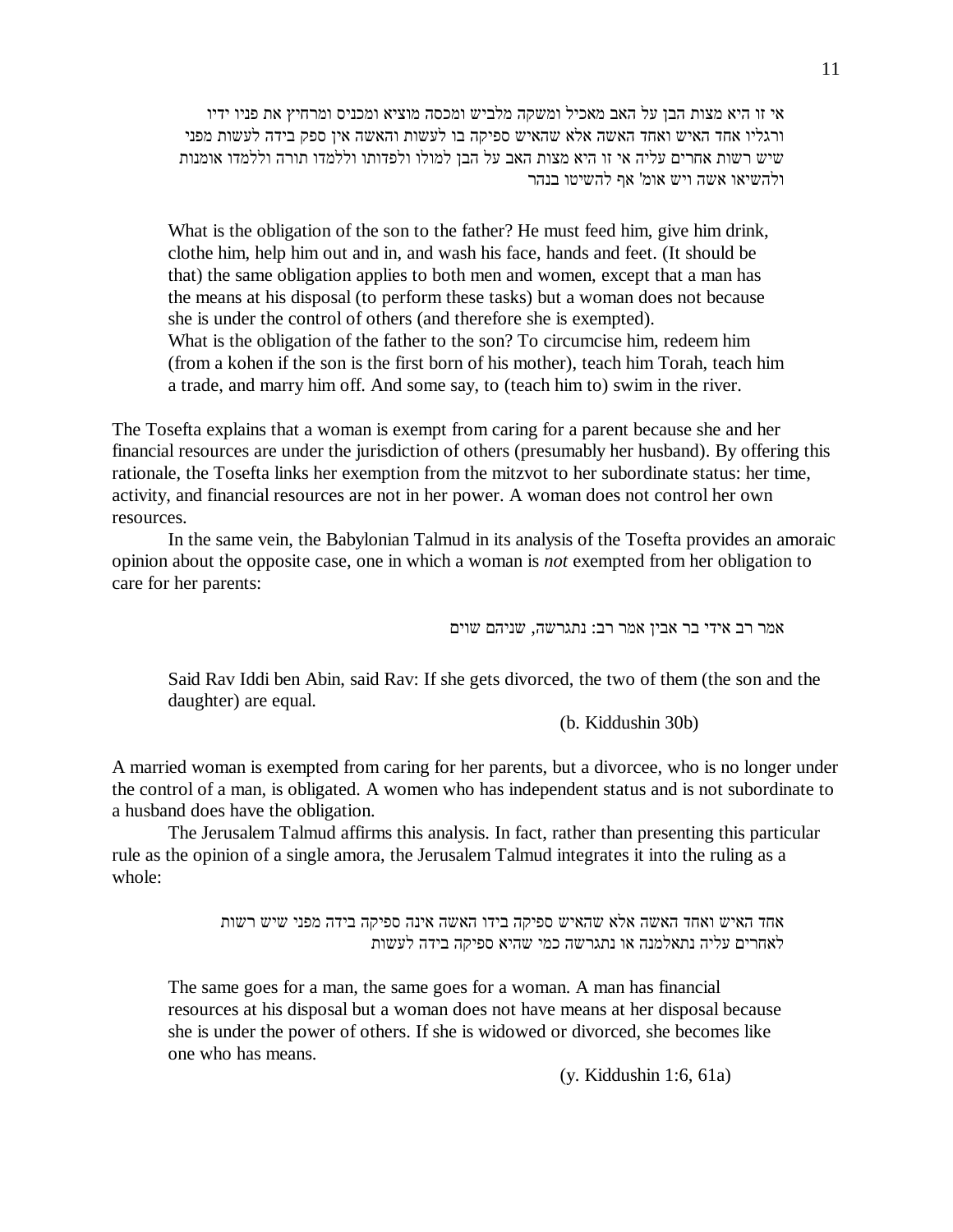אי זו היא מצות הבן על האב מאכיל ומשקה מלביש ומכסה מוציא ומכניס ומרחיץ את פניו ידיו ורגליו אחד האיש ואחד האשה אלא שהאיש ספיקה בו לעשות והאשה אין ספק בידה לעשות מפני שיש רשות אחרים עליה אי זו היא מצות האב על הבן למולו ולפדותו וללמדו תורה וללמדו אומנות ולהשיאו אשה ויש אומ' אף להשיטו בנהר

> What is the obligation of the son to the father? He must feed him, give him drink, clothe him, help him out and in, and wash his face, hands and feet. (It should be that) the same obligation applies to both men and women, except that a man has the means at his disposal (to perform these tasks) but a woman does not because she is under the control of others (and therefore she is exempted).
> What is the obligation of the father to the son? To circumcise him, redeem him (from a kohen if the son is the first born of his mother), teach him Torah, teach him a trade, and marry him off. And some say, to (teach him to) swim in the river.

The Tosefta explains that a woman is exempt from caring for a parent because she and her financial resources are under the jurisdiction of others (presumably her husband). By offering this rationale, the Tosefta links her exemption from the mitzvot to her subordinate status: her time, activity, and financial resources are not in her power. A woman does not control her own resources.

In the same vein, the Babylonian Talmud in its analysis of the Tosefta provides an amoraic opinion about the opposite case, one in which a woman is *not* exempted from her obligation to care for her parents:

אמר רב אידי בר אבין אמר רב: נתגרשה, שניהם שוים

> Said Rav Iddi ben Abin, said Rav: If she gets divorced, the two of them (the son and the daughter) are equal.
>
> (b. Kiddushin 30b)

A married woman is exempted from caring for her parents, but a divorcee, who is no longer under the control of a man, is obligated. A women who has independent status and is not subordinate to a husband does have the obligation.

The Jerusalem Talmud affirms this analysis. In fact, rather than presenting this particular rule as the opinion of a single amora, the Jerusalem Talmud integrates it into the ruling as a whole:

אחד האיש ואחד האשה אלא שהאיש ספיקה בידו האשה אינה ספיקה בידה מפני שיש רשות לאחרים עליה נתאלמנה או נתגרשה כמי שהיא ספיקה בידה לעשות

> The same goes for a man, the same goes for a woman. A man has financial resources at his disposal but a woman does not have means at her disposal because she is under the power of others. If she is widowed or divorced, she becomes like one who has means.
>
> (y. Kiddushin 1:6, 61a)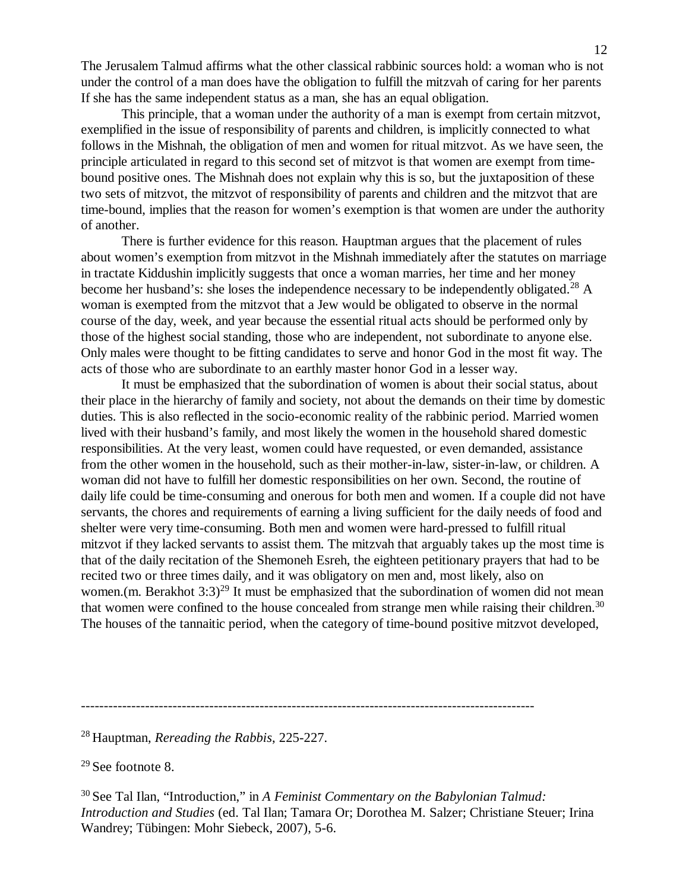The Jerusalem Talmud affirms what the other classical rabbinic sources hold: a woman who is not under the control of a man does have the obligation to fulfill the mitzvah of caring for her parents If she has the same independent status as a man, she has an equal obligation.

This principle, that a woman under the authority of a man is exempt from certain mitzvot, exemplified in the issue of responsibility of parents and children, is implicitly connected to what follows in the Mishnah, the obligation of men and women for ritual mitzvot. As we have seen, the principle articulated in regard to this second set of mitzvot is that women are exempt from time-bound positive ones. The Mishnah does not explain why this is so, but the juxtaposition of these two sets of mitzvot, the mitzvot of responsibility of parents and children and the mitzvot that are time-bound, implies that the reason for women's exemption is that women are under the authority of another.

There is further evidence for this reason. Hauptman argues that the placement of rules about women's exemption from mitzvot in the Mishnah immediately after the statutes on marriage in tractate Kiddushin implicitly suggests that once a woman marries, her time and her money become her husband's: she loses the independence necessary to be independently obligated.[28] A woman is exempted from the mitzvot that a Jew would be obligated to observe in the normal course of the day, week, and year because the essential ritual acts should be performed only by those of the highest social standing, those who are independent, not subordinate to anyone else. Only males were thought to be fitting candidates to serve and honor God in the most fit way. The acts of those who are subordinate to an earthly master honor God in a lesser way.

It must be emphasized that the subordination of women is about their social status, about their place in the hierarchy of family and society, not about the demands on their time by domestic duties. This is also reflected in the socio-economic reality of the rabbinic period. Married women lived with their husband's family, and most likely the women in the household shared domestic responsibilities. At the very least, women could have requested, or even demanded, assistance from the other women in the household, such as their mother-in-law, sister-in-law, or children. A woman did not have to fulfill her domestic responsibilities on her own. Second, the routine of daily life could be time-consuming and onerous for both men and women. If a couple did not have servants, the chores and requirements of earning a living sufficient for the daily needs of food and shelter were very time-consuming. Both men and women were hard-pressed to fulfill ritual mitzvot if they lacked servants to assist them. The mitzvah that arguably takes up the most time is that of the daily recitation of the Shemoneh Esreh, the eighteen petitionary prayers that had to be recited two or three times daily, and it was obligatory on men and, most likely, also on women.(m. Berakhot 3:3)[29] It must be emphasized that the subordination of women did not mean that women were confined to the house concealed from strange men while raising their children.[30] The houses of the tannaitic period, when the category of time-bound positive mitzvot developed,

---

[28] Hauptman, *Rereading the Rabbis*, 225-227.

[29] See footnote 8.

[30] See Tal Ilan, "Introduction," in *A Feminist Commentary on the Babylonian Talmud: Introduction and Studies* (ed. Tal Ilan; Tamara Or; Dorothea M. Salzer; Christiane Steuer; Irina Wandrey; Tübingen: Mohr Siebeck, 2007), 5-6.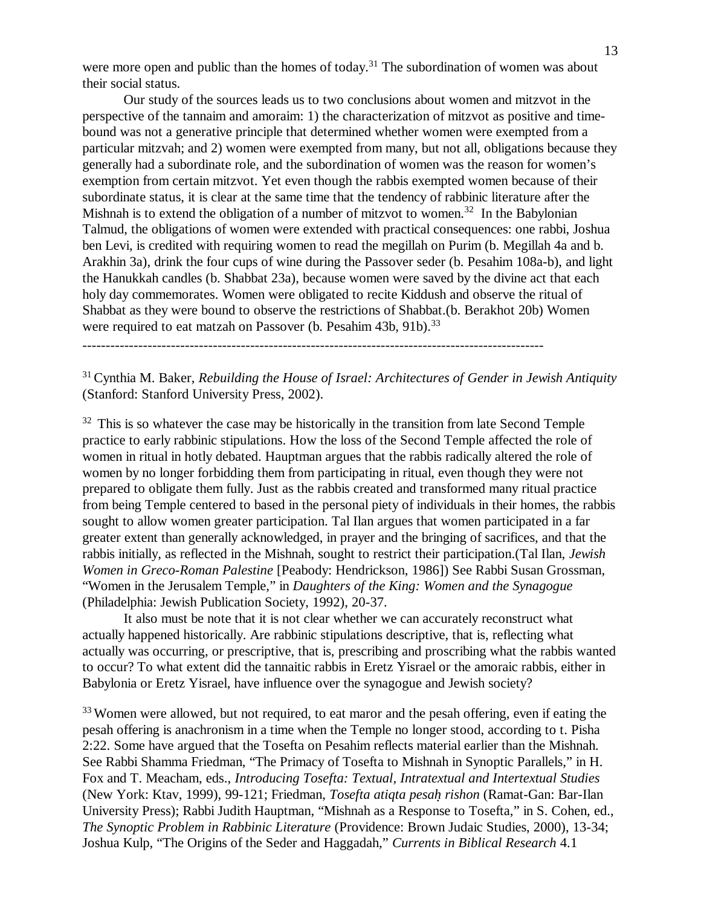were more open and public than the homes of today.[31] The subordination of women was about their social status.

Our study of the sources leads us to two conclusions about women and mitzvot in the perspective of the tannaim and amoraim: 1) the characterization of mitzvot as positive and time-bound was not a generative principle that determined whether women were exempted from a particular mitzvah; and 2) women were exempted from many, but not all, obligations because they generally had a subordinate role, and the subordination of women was the reason for women's exemption from certain mitzvot. Yet even though the rabbis exempted women because of their subordinate status, it is clear at the same time that the tendency of rabbinic literature after the Mishnah is to extend the obligation of a number of mitzvot to women.[32] In the Babylonian Talmud, the obligations of women were extended with practical consequences: one rabbi, Joshua ben Levi, is credited with requiring women to read the megillah on Purim (b. Megillah 4a and b. Arakhin 3a), drink the four cups of wine during the Passover seder (b. Pesahim 108a-b), and light the Hanukkah candles (b. Shabbat 23a), because women were saved by the divine act that each holy day commemorates. Women were obligated to recite Kiddush and observe the ritual of Shabbat as they were bound to observe the restrictions of Shabbat.(b. Berakhot 20b) Women were required to eat matzah on Passover (b. Pesahim 43b, 91b).[33]

---

[31] Cynthia M. Baker, *Rebuilding the House of Israel: Architectures of Gender in Jewish Antiquity* (Stanford: Stanford University Press, 2002).

[32] This is so whatever the case may be historically in the transition from late Second Temple practice to early rabbinic stipulations. How the loss of the Second Temple affected the role of women in ritual in hotly debated. Hauptman argues that the rabbis radically altered the role of women by no longer forbidding them from participating in ritual, even though they were not prepared to obligate them fully. Just as the rabbis created and transformed many ritual practice from being Temple centered to based in the personal piety of individuals in their homes, the rabbis sought to allow women greater participation. Tal Ilan argues that women participated in a far greater extent than generally acknowledged, in prayer and the bringing of sacrifices, and that the rabbis initially, as reflected in the Mishnah, sought to restrict their participation.(Tal Ilan, *Jewish Women in Greco-Roman Palestine* [Peabody: Hendrickson, 1986]) See Rabbi Susan Grossman, "Women in the Jerusalem Temple," in *Daughters of the King: Women and the Synagogue* (Philadelphia: Jewish Publication Society, 1992), 20-37.

It also must be note that it is not clear whether we can accurately reconstruct what actually happened historically. Are rabbinic stipulations descriptive, that is, reflecting what actually was occurring, or prescriptive, that is, prescribing and proscribing what the rabbis wanted to occur? To what extent did the tannaitic rabbis in Eretz Yisrael or the amoraic rabbis, either in Babylonia or Eretz Yisrael, have influence over the synagogue and Jewish society?

[33] Women were allowed, but not required, to eat maror and the pesah offering, even if eating the pesah offering is anachronism in a time when the Temple no longer stood, according to t. Pisha 2:22. Some have argued that the Tosefta on Pesahim reflects material earlier than the Mishnah. See Rabbi Shamma Friedman, "The Primacy of Tosefta to Mishnah in Synoptic Parallels," in H. Fox and T. Meacham, eds., *Introducing Tosefta: Textual, Intratextual and Intertextual Studies* (New York: Ktav, 1999), 99-121; Friedman, *Tosefta atiqta pesaḥ rishon* (Ramat-Gan: Bar-Ilan University Press); Rabbi Judith Hauptman, "Mishnah as a Response to Tosefta," in S. Cohen, ed., *The Synoptic Problem in Rabbinic Literature* (Providence: Brown Judaic Studies, 2000), 13-34; Joshua Kulp, "The Origins of the Seder and Haggadah," *Currents in Biblical Research* 4.1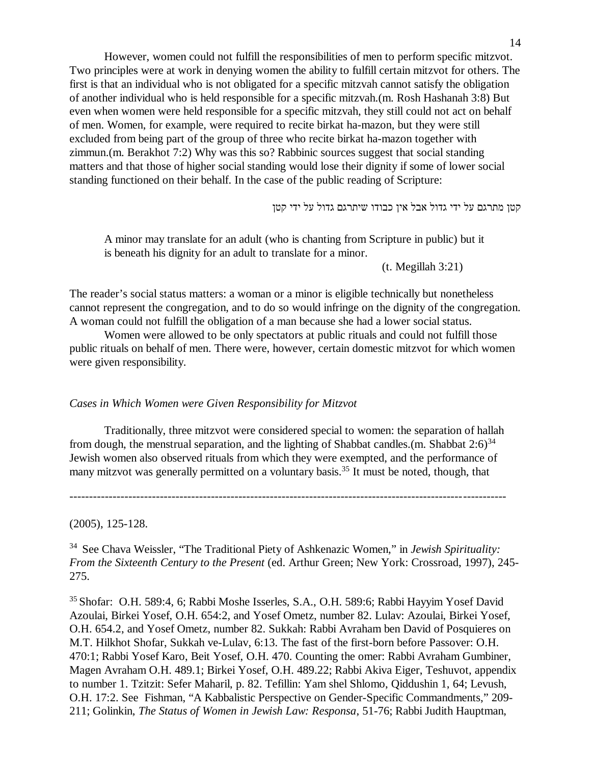However, women could not fulfill the responsibilities of men to perform specific mitzvot. Two principles were at work in denying women the ability to fulfill certain mitzvot for others. The first is that an individual who is not obligated for a specific mitzvah cannot satisfy the obligation of another individual who is held responsible for a specific mitzvah.(m. Rosh Hashanah 3:8) But even when women were held responsible for a specific mitzvah, they still could not act on behalf of men. Women, for example, were required to recite birkat ha-mazon, but they were still excluded from being part of the group of three who recite birkat ha-mazon together with zimmun.(m. Berakhot 7:2) Why was this so? Rabbinic sources suggest that social standing matters and that those of higher social standing would lose their dignity if some of lower social standing functioned on their behalf. In the case of the public reading of Scripture:

קטן מתרגם על ידי גדול אבל אין כבודו שיתרגם גדול על ידי קטן

> A minor may translate for an adult (who is chanting from Scripture in public) but it is beneath his dignity for an adult to translate for a minor.
>
> (t. Megillah 3:21)

The reader's social status matters: a woman or a minor is eligible technically but nonetheless cannot represent the congregation, and to do so would infringe on the dignity of the congregation. A woman could not fulfill the obligation of a man because she had a lower social status.

Women were allowed to be only spectators at public rituals and could not fulfill those public rituals on behalf of men. There were, however, certain domestic mitzvot for which women were given responsibility.

*Cases in Which Women were Given Responsibility for Mitzvot*

Traditionally, three mitzvot were considered special to women: the separation of hallah from dough, the menstrual separation, and the lighting of Shabbat candles.(m. Shabbat 2:6)[34] Jewish women also observed rituals from which they were exempted, and the performance of many mitzvot was generally permitted on a voluntary basis.[35] It must be noted, though, that

---

(2005), 125-128.

[34] See Chava Weissler, "The Traditional Piety of Ashkenazic Women," in *Jewish Spirituality: From the Sixteenth Century to the Present* (ed. Arthur Green; New York: Crossroad, 1997), 245-275.

[35] Shofar: O.H. 589:4, 6; Rabbi Moshe Isserles, S.A., O.H. 589:6; Rabbi Hayyim Yosef David Azoulai, Birkei Yosef, O.H. 654:2, and Yosef Ometz, number 82. Lulav: Azoulai, Birkei Yosef, O.H. 654.2, and Yosef Ometz, number 82. Sukkah: Rabbi Avraham ben David of Posquieres on M.T. Hilkhot Shofar, Sukkah ve-Lulav, 6:13. The fast of the first-born before Passover: O.H. 470:1; Rabbi Yosef Karo, Beit Yosef, O.H. 470. Counting the omer: Rabbi Avraham Gumbiner, Magen Avraham O.H. 489.1; Birkei Yosef, O.H. 489.22; Rabbi Akiva Eiger, Teshuvot, appendix to number 1. Tzitzit: Sefer Maharil, p. 82. Tefillin: Yam shel Shlomo, Qiddushin 1, 64; Levush, O.H. 17:2. See Fishman, "A Kabbalistic Perspective on Gender-Specific Commandments," 209-211; Golinkin, *The Status of Women in Jewish Law: Responsa*, 51-76; Rabbi Judith Hauptman,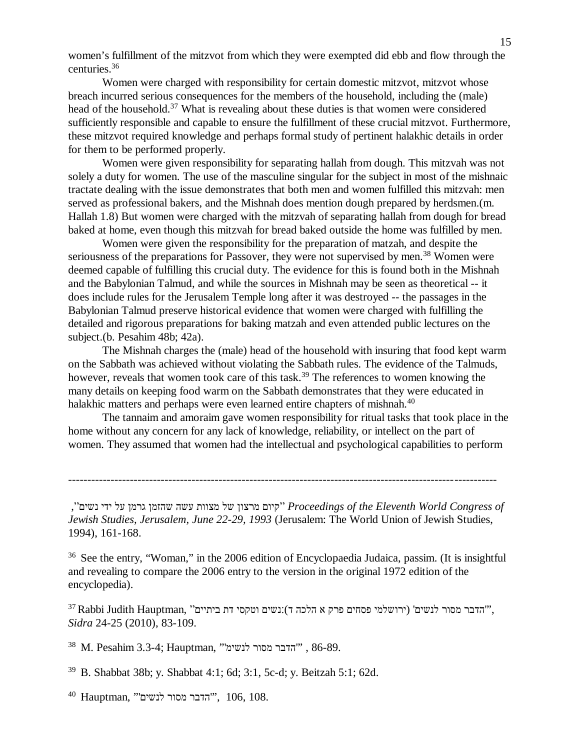women's fulfillment of the mitzvot from which they were exempted did ebb and flow through the centuries.[36]

Women were charged with responsibility for certain domestic mitzvot, mitzvot whose breach incurred serious consequences for the members of the household, including the (male) head of the household.[37] What is revealing about these duties is that women were considered sufficiently responsible and capable to ensure the fulfillment of these crucial mitzvot. Furthermore, these mitzvot required knowledge and perhaps formal study of pertinent halakhic details in order for them to be performed properly.

Women were given responsibility for separating hallah from dough. This mitzvah was not solely a duty for women. The use of the masculine singular for the subject in most of the mishnaic tractate dealing with the issue demonstrates that both men and women fulfilled this mitzvah: men served as professional bakers, and the Mishnah does mention dough prepared by herdsmen.(m. Hallah 1.8) But women were charged with the mitzvah of separating hallah from dough for bread baked at home, even though this mitzvah for bread baked outside the home was fulfilled by men.

Women were given the responsibility for the preparation of matzah, and despite the seriousness of the preparations for Passover, they were not supervised by men.[38] Women were deemed capable of fulfilling this crucial duty. The evidence for this is found both in the Mishnah and the Babylonian Talmud, and while the sources in Mishnah may be seen as theoretical -- it does include rules for the Jerusalem Temple long after it was destroyed -- the passages in the Babylonian Talmud preserve historical evidence that women were charged with fulfilling the detailed and rigorous preparations for baking matzah and even attended public lectures on the subject.(b. Pesahim 48b; 42a).

The Mishnah charges the (male) head of the household with insuring that food kept warm on the Sabbath was achieved without violating the Sabbath rules. The evidence of the Talmuds, however, reveals that women took care of this task.[39] The references to women knowing the many details on keeping food warm on the Sabbath demonstrates that they were educated in halakhic matters and perhaps were even learned entire chapters of mishnah.[40]

The tannaim and amoraim gave women responsibility for ritual tasks that took place in the home without any concern for any lack of knowledge, reliability, or intellect on the part of women. They assumed that women had the intellectual and psychological capabilities to perform

---

"קיום מרצון של מצוות עשה שהזמן גרמן על ידי נשים", *Proceedings of the Eleventh World Congress of Jewish Studies, Jerusalem, June 22-29, 1993* (Jerusalem: The World Union of Jewish Studies, 1994), 161-168.

[36] See the entry, "Woman," in the 2006 edition of Encyclopaedia Judaica, passim. (It is insightful and revealing to compare the 2006 entry to the version in the original 1972 edition of the encyclopedia).

[37] Rabbi Judith Hauptman, "'הדבר מסור לנשים' (ירושלמי פסחים פרק א הלכה ד):נשים וטקסי דת ביתיים", *Sidra* 24-25 (2010), 83-109.

[38] M. Pesahim 3.3-4; Hauptman, "'הדבר מסור לנשים'" , 86-89.

[39] B. Shabbat 38b; y. Shabbat 4:1; 6d; 3:1, 5c-d; y. Beitzah 5:1; 62d.

[40] Hauptman, "'הדבר מסור לנשים'", 106, 108.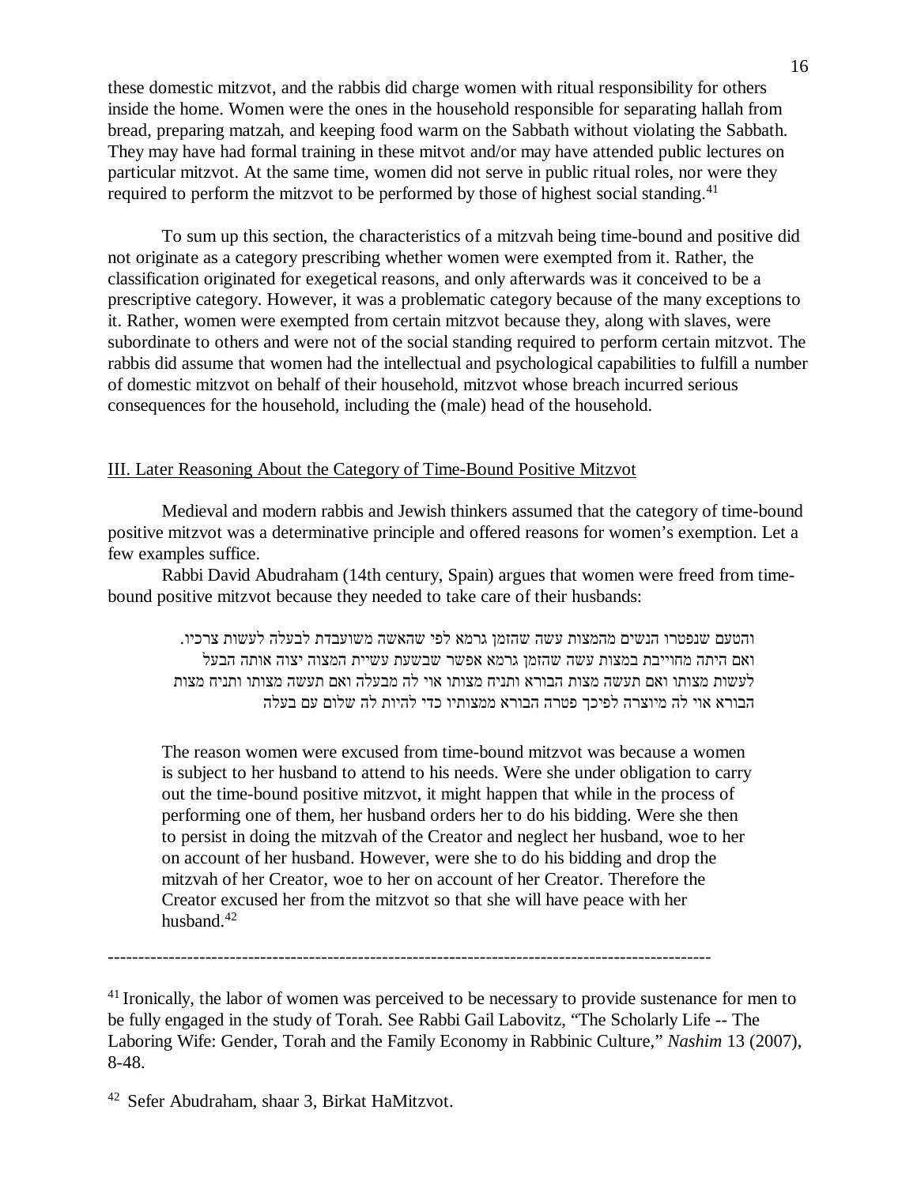these domestic mitzvot, and the rabbis did charge women with ritual responsibility for others inside the home. Women were the ones in the household responsible for separating hallah from bread, preparing matzah, and keeping food warm on the Sabbath without violating the Sabbath. They may have had formal training in these mitvot and/or may have attended public lectures on particular mitzvot. At the same time, women did not serve in public ritual roles, nor were they required to perform the mitzvot to be performed by those of highest social standing.[41]

To sum up this section, the characteristics of a mitzvah being time-bound and positive did not originate as a category prescribing whether women were exempted from it. Rather, the classification originated for exegetical reasons, and only afterwards was it conceived to be a prescriptive category. However, it was a problematic category because of the many exceptions to it. Rather, women were exempted from certain mitzvot because they, along with slaves, were subordinate to others and were not of the social standing required to perform certain mitzvot. The rabbis did assume that women had the intellectual and psychological capabilities to fulfill a number of domestic mitzvot on behalf of their household, mitzvot whose breach incurred serious consequences for the household, including the (male) head of the household.

## III. Later Reasoning About the Category of Time-Bound Positive Mitzvot

Medieval and modern rabbis and Jewish thinkers assumed that the category of time-bound positive mitzvot was a determinative principle and offered reasons for women's exemption. Let a few examples suffice.

Rabbi David Abudraham (14th century, Spain) argues that women were freed from time-bound positive mitzvot because they needed to take care of their husbands:

> והטעם שנפטרו הנשים מהמצות עשה שהזמן גרמא לפי שהאשה משועבדת לבעלה לעשות צרכיו. ואם היתה מחוייבת במצות עשה שהזמן גרמא אפשר שבשעת עשיית המצוה יצוה אותה הבעל לעשות מצותו ואם תעשה מצות הבורא ותניח מצותו אוי לה מבעלה ואם תעשה מצותו ותניח מצות הבורא אוי לה מיוצרה לפיכך פטרה הבורא ממצותיו כדי להיות לה שלום עם בעלה

> The reason women were excused from time-bound mitzvot was because a women is subject to her husband to attend to his needs. Were she under obligation to carry out the time-bound positive mitzvot, it might happen that while in the process of performing one of them, her husband orders her to do his bidding. Were she then to persist in doing the mitzvah of the Creator and neglect her husband, woe to her on account of her husband. However, were she to do his bidding and drop the mitzvah of her Creator, woe to her on account of her Creator. Therefore the Creator excused her from the mitzvot so that she will have peace with her husband.[42]

---

[41] Ironically, the labor of women was perceived to be necessary to provide sustenance for men to be fully engaged in the study of Torah. See Rabbi Gail Labovitz, "The Scholarly Life -- The Laboring Wife: Gender, Torah and the Family Economy in Rabbinic Culture," *Nashim* 13 (2007), 8-48.

[42] Sefer Abudraham, shaar 3, Birkat HaMitzvot.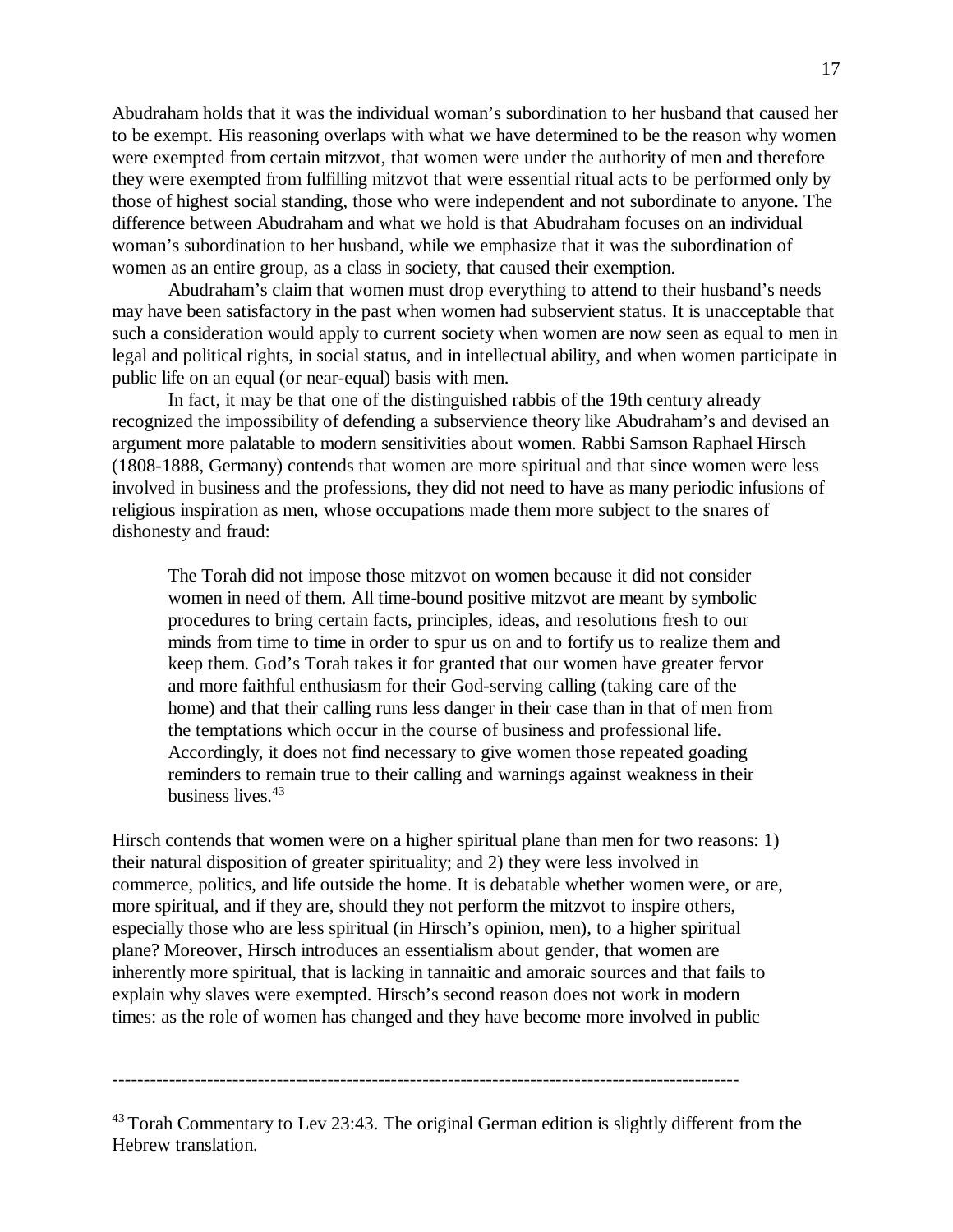Abudraham holds that it was the individual woman's subordination to her husband that caused her to be exempt. His reasoning overlaps with what we have determined to be the reason why women were exempted from certain mitzvot, that women were under the authority of men and therefore they were exempted from fulfilling mitzvot that were essential ritual acts to be performed only by those of highest social standing, those who were independent and not subordinate to anyone. The difference between Abudraham and what we hold is that Abudraham focuses on an individual woman's subordination to her husband, while we emphasize that it was the subordination of women as an entire group, as a class in society, that caused their exemption.

Abudraham's claim that women must drop everything to attend to their husband's needs may have been satisfactory in the past when women had subservient status. It is unacceptable that such a consideration would apply to current society when women are now seen as equal to men in legal and political rights, in social status, and in intellectual ability, and when women participate in public life on an equal (or near-equal) basis with men.

In fact, it may be that one of the distinguished rabbis of the 19th century already recognized the impossibility of defending a subservience theory like Abudraham's and devised an argument more palatable to modern sensitivities about women. Rabbi Samson Raphael Hirsch (1808-1888, Germany) contends that women are more spiritual and that since women were less involved in business and the professions, they did not need to have as many periodic infusions of religious inspiration as men, whose occupations made them more subject to the snares of dishonesty and fraud:

> The Torah did not impose those mitzvot on women because it did not consider women in need of them. All time-bound positive mitzvot are meant by symbolic procedures to bring certain facts, principles, ideas, and resolutions fresh to our minds from time to time in order to spur us on and to fortify us to realize them and keep them. God's Torah takes it for granted that our women have greater fervor and more faithful enthusiasm for their God-serving calling (taking care of the home) and that their calling runs less danger in their case than in that of men from the temptations which occur in the course of business and professional life. Accordingly, it does not find necessary to give women those repeated goading reminders to remain true to their calling and warnings against weakness in their business lives.[43]

Hirsch contends that women were on a higher spiritual plane than men for two reasons: 1) their natural disposition of greater spirituality; and 2) they were less involved in commerce, politics, and life outside the home. It is debatable whether women were, or are, more spiritual, and if they are, should they not perform the mitzvot to inspire others, especially those who are less spiritual (in Hirsch's opinion, men), to a higher spiritual plane? Moreover, Hirsch introduces an essentialism about gender, that women are inherently more spiritual, that is lacking in tannaitic and amoraic sources and that fails to explain why slaves were exempted. Hirsch's second reason does not work in modern times: as the role of women has changed and they have become more involved in public

---

[43] Torah Commentary to Lev 23:43. The original German edition is slightly different from the Hebrew translation.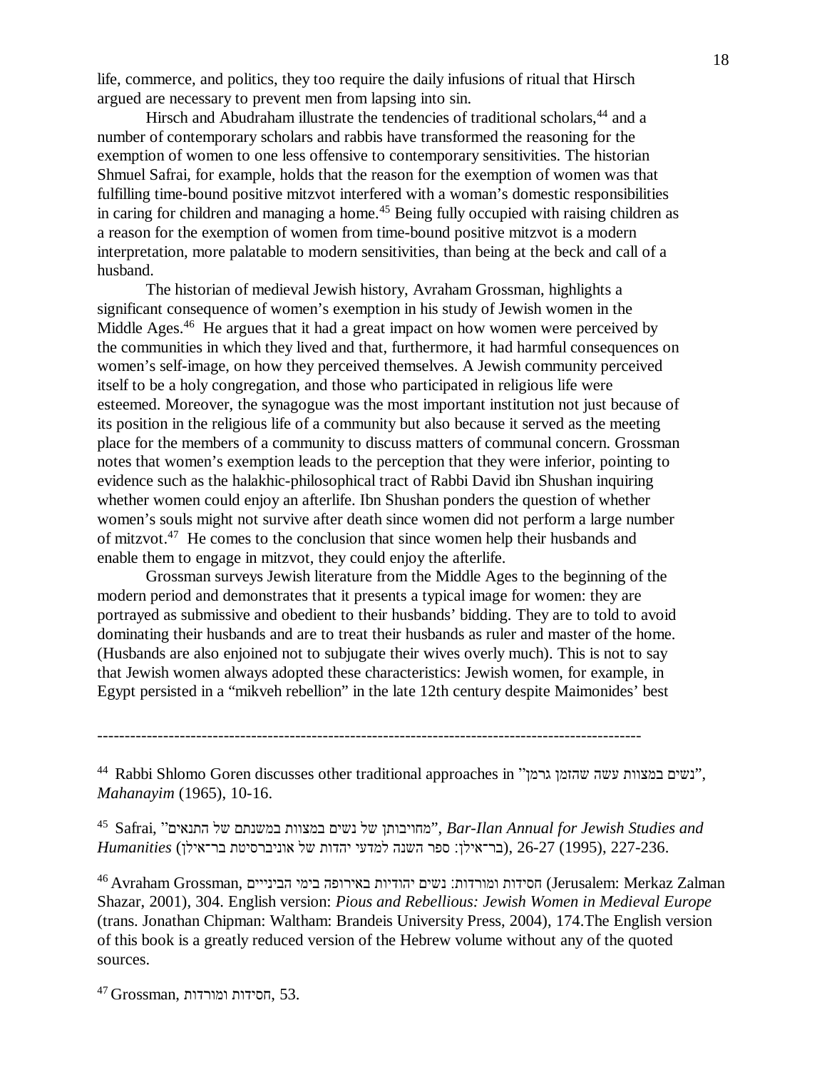life, commerce, and politics, they too require the daily infusions of ritual that Hirsch argued are necessary to prevent men from lapsing into sin.

Hirsch and Abudraham illustrate the tendencies of traditional scholars,[44] and a number of contemporary scholars and rabbis have transformed the reasoning for the exemption of women to one less offensive to contemporary sensitivities. The historian Shmuel Safrai, for example, holds that the reason for the exemption of women was that fulfilling time-bound positive mitzvot interfered with a woman's domestic responsibilities in caring for children and managing a home.[45] Being fully occupied with raising children as a reason for the exemption of women from time-bound positive mitzvot is a modern interpretation, more palatable to modern sensitivities, than being at the beck and call of a husband.

The historian of medieval Jewish history, Avraham Grossman, highlights a significant consequence of women's exemption in his study of Jewish women in the Middle Ages.[46] He argues that it had a great impact on how women were perceived by the communities in which they lived and that, furthermore, it had harmful consequences on women's self-image, on how they perceived themselves. A Jewish community perceived itself to be a holy congregation, and those who participated in religious life were esteemed. Moreover, the synagogue was the most important institution not just because of its position in the religious life of a community but also because it served as the meeting place for the members of a community to discuss matters of communal concern. Grossman notes that women's exemption leads to the perception that they were inferior, pointing to evidence such as the halakhic-philosophical tract of Rabbi David ibn Shushan inquiring whether women could enjoy an afterlife. Ibn Shushan ponders the question of whether women's souls might not survive after death since women did not perform a large number of mitzvot.[47] He comes to the conclusion that since women help their husbands and enable them to engage in mitzvot, they could enjoy the afterlife.

Grossman surveys Jewish literature from the Middle Ages to the beginning of the modern period and demonstrates that it presents a typical image for women: they are portrayed as submissive and obedient to their husbands' bidding. They are to told to avoid dominating their husbands and are to treat their husbands as ruler and master of the home. (Husbands are also enjoined not to subjugate their wives overly much). This is not to say that Jewish women always adopted these characteristics: Jewish women, for example, in Egypt persisted in a "mikveh rebellion" in the late 12th century despite Maimonides' best

---

[44] Rabbi Shlomo Goren discusses other traditional approaches in "נשים במצוות עשה שהזמן גרמן", *Mahanayim* (1965), 10-16.

[45] Safrai, "מחויבותן של נשים במצוות במשנתם של התנאים", *Bar-Ilan Annual for Jewish Studies and Humanities* (בר־אילן: ספר השנה למדעי יהדות של אוניברסיטת בר־אילן), 26-27 (1995), 227-236.

[46] Avraham Grossman, חסידות ומורדות: נשים יהודיות באירופה בימי הביניים (Jerusalem: Merkaz Zalman Shazar, 2001), 304. English version: *Pious and Rebellious: Jewish Women in Medieval Europe* (trans. Jonathan Chipman: Waltham: Brandeis University Press, 2004), 174.The English version of this book is a greatly reduced version of the Hebrew volume without any of the quoted sources.

[47] Grossman, חסידות ומורדות, 53.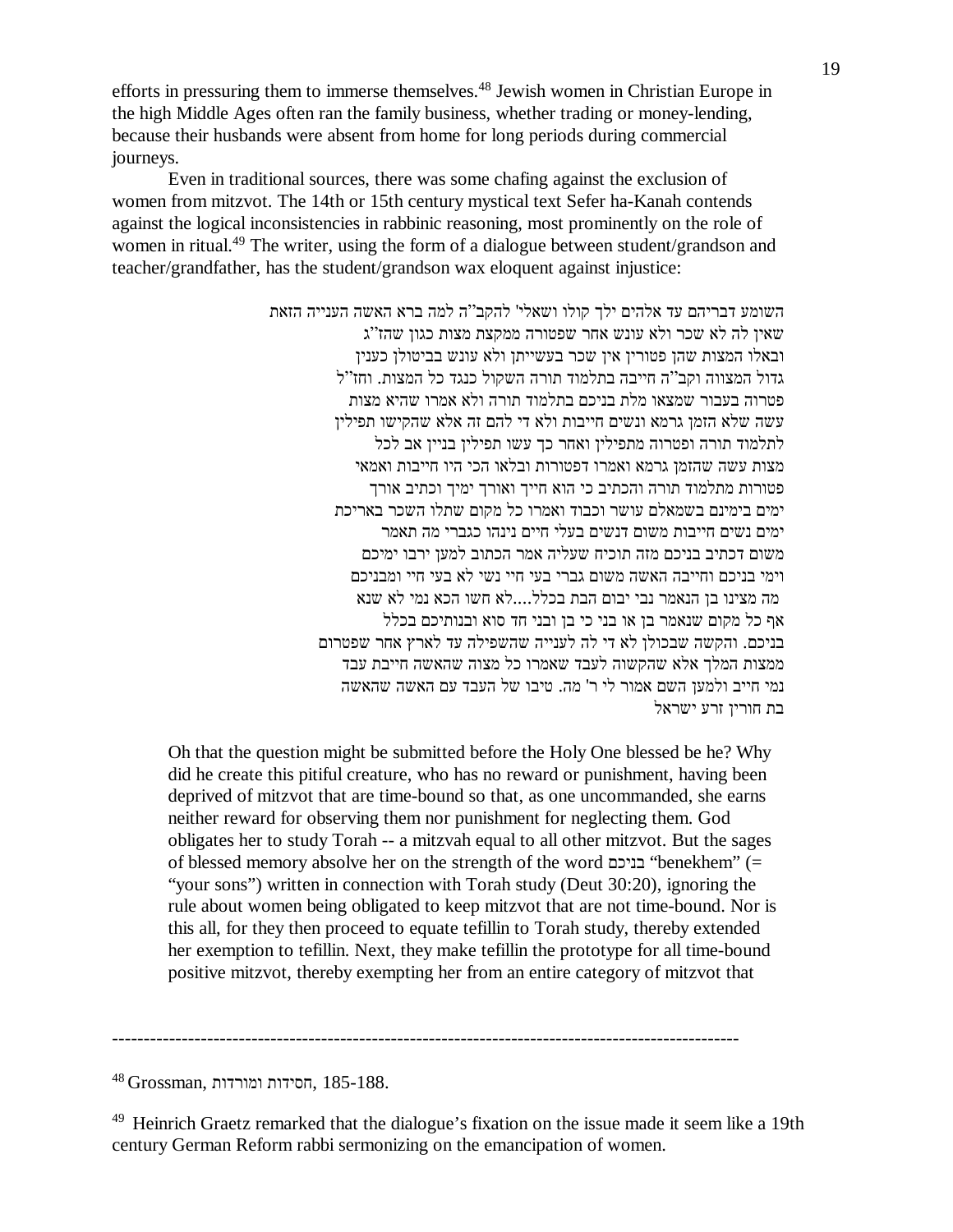efforts in pressuring them to immerse themselves.[48] Jewish women in Christian Europe in the high Middle Ages often ran the family business, whether trading or money-lending, because their husbands were absent from home for long periods during commercial journeys.

Even in traditional sources, there was some chafing against the exclusion of women from mitzvot. The 14th or 15th century mystical text Sefer ha-Kanah contends against the logical inconsistencies in rabbinic reasoning, most prominently on the role of women in ritual.[49] The writer, using the form of a dialogue between student/grandson and teacher/grandfather, has the student/grandson wax eloquent against injustice:

> השומע דבריהם עד אלהים ילך קולו ושאלי' להקב"ה למה ברא האשה הענייה הזאת שאין לה לא שכר ולא עונש אחר שפטורה ממקצת מצות כגון שהז"ג ובאלו המצות שהן פטורין אין שכר בעשייתן ולא עונש בביטולן כענין גדול המצווה וקב"ה חייבה בתלמוד תורה השקול כנגד כל המצות. וחז"ל פטרוה בעבור שמצאו מלת בניכם בתלמוד תורה ולא אמרו שהיא מצות עשה שלא הזמן גרמא ונשים חייבות ולא די להם זה אלא שהקישו תפילין לתלמוד תורה ופטרוה מתפילין ואחר כך עשו תפילין בניין אב לכל מצות עשה שהזמן גרמא ואמרו דפטורות ובלאו הכי היו חייבות ואמאי פטורות מתלמוד תורה והכתיב כי הוא חייך ואורך ימיך וכתיב אורך ימים בימינם בשמאלם עושר וכבוד ואמרו כל מקום שתלו השכר באריכת ימים נשים חייבות משום דנשים בעלי חיים נינהו כגברי מה תאמר משום דכתיב בניכם מזה תוכיח שעליה אמר הכתוב למען ירבו ימיכם וימי בניכם וחייבה האשה משום גברי בעי חיי נשי לא בעי חיי ומבניכם מה מצינו בן הנאמר גבי יבום הבת בכלל....לא חשו הכא נמי לא שנא אף כל מקום שנאמר בן או בני כי בן ובני חד סוא ובנותיכם בכלל בניכם. והקשה שבכולן לא די לה לענייה שהשפילה עד לארץ אחר שפטרום ממצות המלך אלא שהקשוה לעבד שאמרו כל מצוה שהאשה חייבת עבד נמי חייב ולמען השם אמור לי ר' מה. טיבו של העבד עם האשה שהאשה בת חורין זרע ישראל

> Oh that the question might be submitted before the Holy One blessed be he? Why did he create this pitiful creature, who has no reward or punishment, having been deprived of mitzvot that are time-bound so that, as one uncommanded, she earns neither reward for observing them nor punishment for neglecting them. God obligates her to study Torah -- a mitzvah equal to all other mitzvot. But the sages of blessed memory absolve her on the strength of the word בניכם "benekhem" (= "your sons") written in connection with Torah study (Deut 30:20), ignoring the rule about women being obligated to keep mitzvot that are not time-bound. Nor is this all, for they then proceed to equate tefillin to Torah study, thereby extended her exemption to tefillin. Next, they make tefillin the prototype for all time-bound positive mitzvot, thereby exempting her from an entire category of mitzvot that

---

[48] Grossman, חסידות ומורדות, 185-188.

[49] Heinrich Graetz remarked that the dialogue's fixation on the issue made it seem like a 19th century German Reform rabbi sermonizing on the emancipation of women.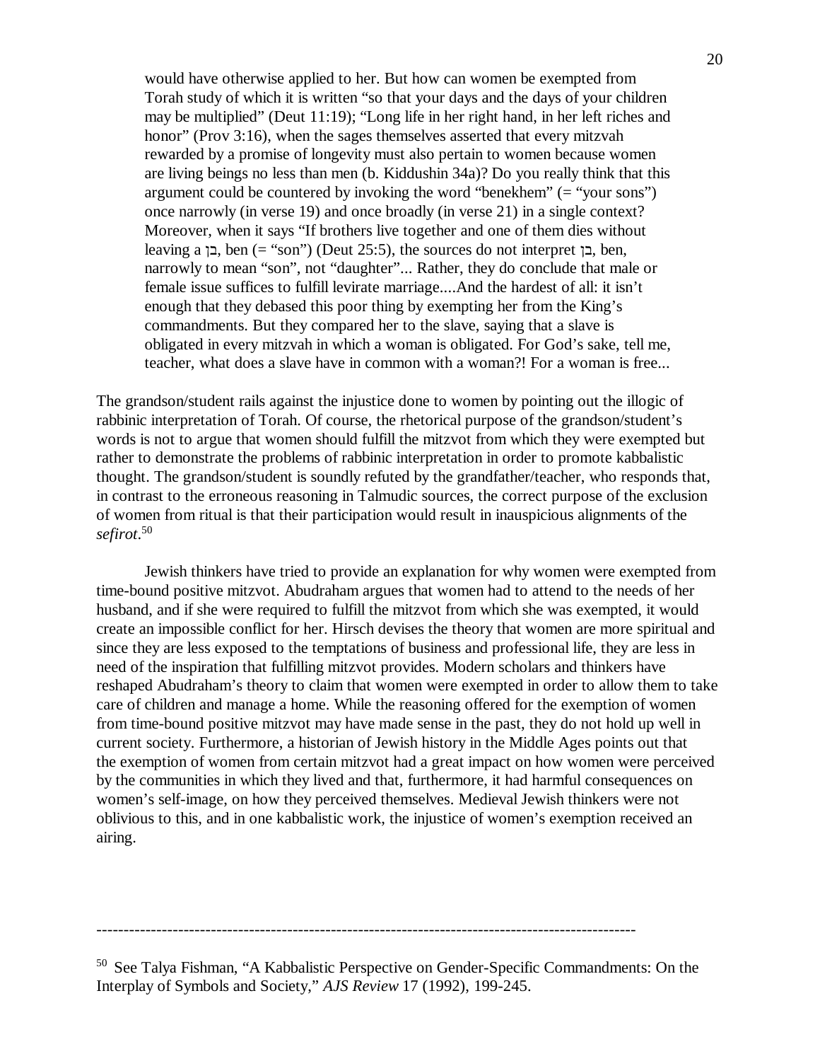> would have otherwise applied to her. But how can women be exempted from Torah study of which it is written "so that your days and the days of your children may be multiplied" (Deut 11:19); "Long life in her right hand, in her left riches and honor" (Prov 3:16), when the sages themselves asserted that every mitzvah rewarded by a promise of longevity must also pertain to women because women are living beings no less than men (b. Kiddushin 34a)? Do you really think that this argument could be countered by invoking the word "benekhem" (= "your sons") once narrowly (in verse 19) and once broadly (in verse 21) in a single context? Moreover, when it says "If brothers live together and one of them dies without leaving a בן, ben (= "son") (Deut 25:5), the sources do not interpret בן, ben, narrowly to mean "son", not "daughter"... Rather, they do conclude that male or female issue suffices to fulfill levirate marriage....And the hardest of all: it isn't enough that they debased this poor thing by exempting her from the King's commandments. But they compared her to the slave, saying that a slave is obligated in every mitzvah in which a woman is obligated. For God's sake, tell me, teacher, what does a slave have in common with a woman?! For a woman is free...

The grandson/student rails against the injustice done to women by pointing out the illogic of rabbinic interpretation of Torah. Of course, the rhetorical purpose of the grandson/student's words is not to argue that women should fulfill the mitzvot from which they were exempted but rather to demonstrate the problems of rabbinic interpretation in order to promote kabbalistic thought. The grandson/student is soundly refuted by the grandfather/teacher, who responds that, in contrast to the erroneous reasoning in Talmudic sources, the correct purpose of the exclusion of women from ritual is that their participation would result in inauspicious alignments of the *sefirot*.[50]

Jewish thinkers have tried to provide an explanation for why women were exempted from time-bound positive mitzvot. Abudraham argues that women had to attend to the needs of her husband, and if she were required to fulfill the mitzvot from which she was exempted, it would create an impossible conflict for her. Hirsch devises the theory that women are more spiritual and since they are less exposed to the temptations of business and professional life, they are less in need of the inspiration that fulfilling mitzvot provides. Modern scholars and thinkers have reshaped Abudraham's theory to claim that women were exempted in order to allow them to take care of children and manage a home. While the reasoning offered for the exemption of women from time-bound positive mitzvot may have made sense in the past, they do not hold up well in current society. Furthermore, a historian of Jewish history in the Middle Ages points out that the exemption of women from certain mitzvot had a great impact on how women were perceived by the communities in which they lived and that, furthermore, it had harmful consequences on women's self-image, on how they perceived themselves. Medieval Jewish thinkers were not oblivious to this, and in one kabbalistic work, the injustice of women's exemption received an airing.

---

[50] See Talya Fishman, "A Kabbalistic Perspective on Gender-Specific Commandments: On the Interplay of Symbols and Society," *AJS Review* 17 (1992), 199-245.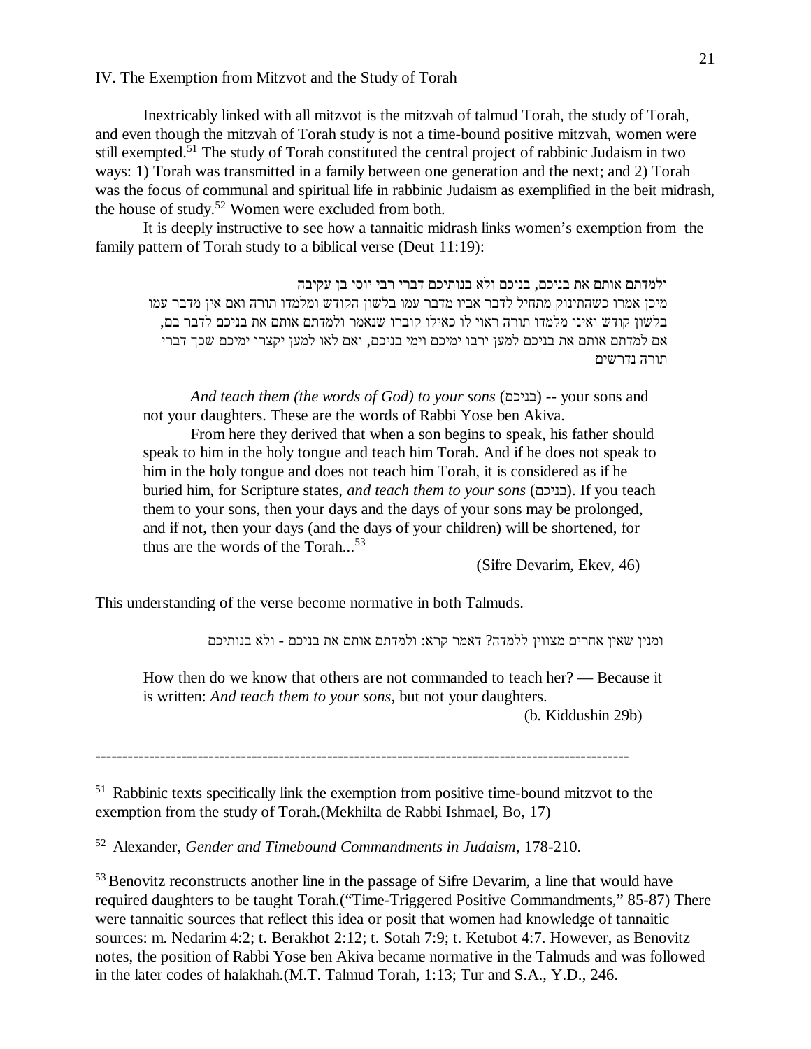## IV. The Exemption from Mitzvot and the Study of Torah

Inextricably linked with all mitzvot is the mitzvah of talmud Torah, the study of Torah, and even though the mitzvah of Torah study is not a time-bound positive mitzvah, women were still exempted.[51] The study of Torah constituted the central project of rabbinic Judaism in two ways: 1) Torah was transmitted in a family between one generation and the next; and 2) Torah was the focus of communal and spiritual life in rabbinic Judaism as exemplified in the beit midrash, the house of study.[52] Women were excluded from both.

It is deeply instructive to see how a tannaitic midrash links women's exemption from the family pattern of Torah study to a biblical verse (Deut 11:19):

> ולמדתם אותם את בניכם, בניכם ולא בנותיכם דברי רבי יוסי בן עקיבה
> מיכן אמרו כשהתינוק מתחיל לדבר אביו מדבר עמו בלשון הקודש ומלמדו תורה ואם אין מדבר עמו בלשון קודש ואינו מלמדו תורה ראוי לו כאילו קוברו שנאמר ולמדתם אותם את בניכם לדבר בם, אם למדתם אותם את בניכם למען ירבו ימיכם וימי בניכם, ואם לאו למען יקצרו ימיכם שכך דברי תורה נדרשים

> *And teach them (the words of God) to your sons* (בניכם) -- your sons and not your daughters. These are the words of Rabbi Yose ben Akiva.
>
> From here they derived that when a son begins to speak, his father should speak to him in the holy tongue and teach him Torah. And if he does not speak to him in the holy tongue and does not teach him Torah, it is considered as if he buried him, for Scripture states, *and teach them to your sons* (בניכם). If you teach them to your sons, then your days and the days of your sons may be prolonged, and if not, then your days (and the days of your children) will be shortened, for thus are the words of the Torah...[53]
>
> (Sifre Devarim, Ekev, 46)

This understanding of the verse become normative in both Talmuds.

> ומנין שאין אחרים מצווין ללמדה? דאמר קרא: ולמדתם אותם את בניכם - ולא בנותיכם

> How then do we know that others are not commanded to teach her? — Because it is written: *And teach them to your sons*, but not your daughters.
>
> (b. Kiddushin 29b)

---

[51] Rabbinic texts specifically link the exemption from positive time-bound mitzvot to the exemption from the study of Torah.(Mekhilta de Rabbi Ishmael, Bo, 17)

[52] Alexander, *Gender and Timebound Commandments in Judaism*, 178-210.

[53] Benovitz reconstructs another line in the passage of Sifre Devarim, a line that would have required daughters to be taught Torah.("Time-Triggered Positive Commandments," 85-87) There were tannaitic sources that reflect this idea or posit that women had knowledge of tannaitic sources: m. Nedarim 4:2; t. Berakhot 2:12; t. Sotah 7:9; t. Ketubot 4:7. However, as Benovitz notes, the position of Rabbi Yose ben Akiva became normative in the Talmuds and was followed in the later codes of halakhah.(M.T. Talmud Torah, 1:13; Tur and S.A., Y.D., 246.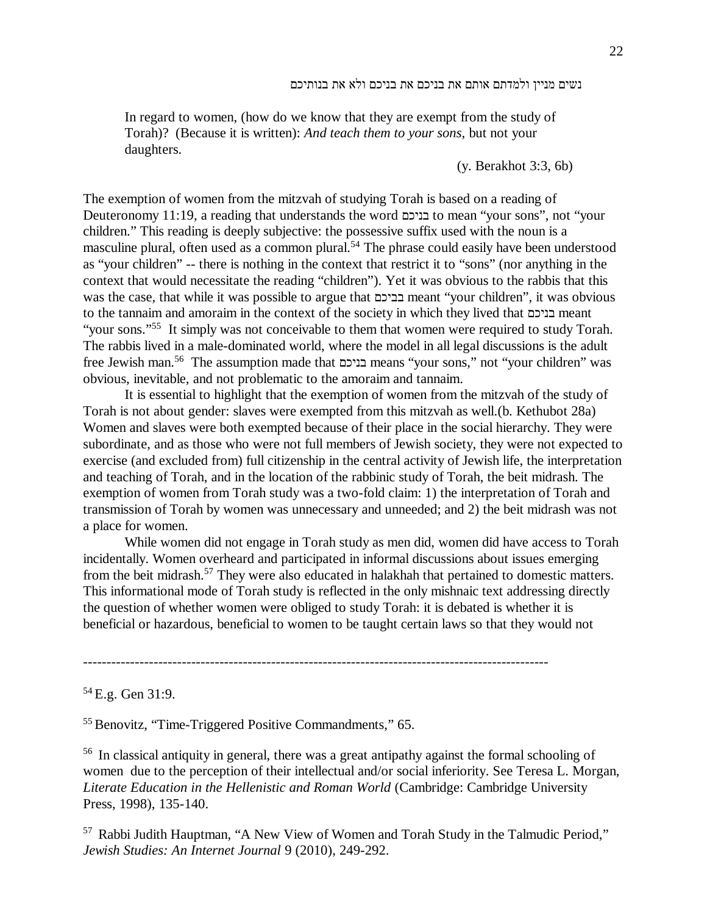נשים מניין ולמדתם אותם את בניכם את בניכם ולא את בנותיכם

> In regard to women, (how do we know that they are exempt from the study of Torah)? (Because it is written): *And teach them to your sons*, but not your daughters.
>
> (y. Berakhot 3:3, 6b)

The exemption of women from the mitzvah of studying Torah is based on a reading of Deuteronomy 11:19, a reading that understands the word בניכם to mean "your sons", not "your children." This reading is deeply subjective: the possessive suffix used with the noun is a masculine plural, often used as a common plural.[54] The phrase could easily have been understood as "your children" -- there is nothing in the context that restrict it to "sons" (nor anything in the context that would necessitate the reading "children"). Yet it was obvious to the rabbis that this was the case, that while it was possible to argue that בניכם meant "your children", it was obvious to the tannaim and amoraim in the context of the society in which they lived that בניכם meant "your sons."[55] It simply was not conceivable to them that women were required to study Torah. The rabbis lived in a male-dominated world, where the model in all legal discussions is the adult free Jewish man.[56] The assumption made that בניכם means "your sons," not "your children" was obvious, inevitable, and not problematic to the amoraim and tannaim.

It is essential to highlight that the exemption of women from the mitzvah of the study of Torah is not about gender: slaves were exempted from this mitzvah as well.(b. Kethubot 28a) Women and slaves were both exempted because of their place in the social hierarchy. They were subordinate, and as those who were not full members of Jewish society, they were not expected to exercise (and excluded from) full citizenship in the central activity of Jewish life, the interpretation and teaching of Torah, and in the location of the rabbinic study of Torah, the beit midrash. The exemption of women from Torah study was a two-fold claim: 1) the interpretation of Torah and transmission of Torah by women was unnecessary and unneeded; and 2) the beit midrash was not a place for women.

While women did not engage in Torah study as men did, women did have access to Torah incidentally. Women overheard and participated in informal discussions about issues emerging from the beit midrash.[57] They were also educated in halakhah that pertained to domestic matters. This informational mode of Torah study is reflected in the only mishnaic text addressing directly the question of whether women were obliged to study Torah: it is debated is whether it is beneficial or hazardous, beneficial to women to be taught certain laws so that they would not

---

[54] E.g. Gen 31:9.

[55] Benovitz, "Time-Triggered Positive Commandments," 65.

[56] In classical antiquity in general, there was a great antipathy against the formal schooling of women due to the perception of their intellectual and/or social inferiority. See Teresa L. Morgan, *Literate Education in the Hellenistic and Roman World* (Cambridge: Cambridge University Press, 1998), 135-140.

[57] Rabbi Judith Hauptman, "A New View of Women and Torah Study in the Talmudic Period," *Jewish Studies: An Internet Journal* 9 (2010), 249-292.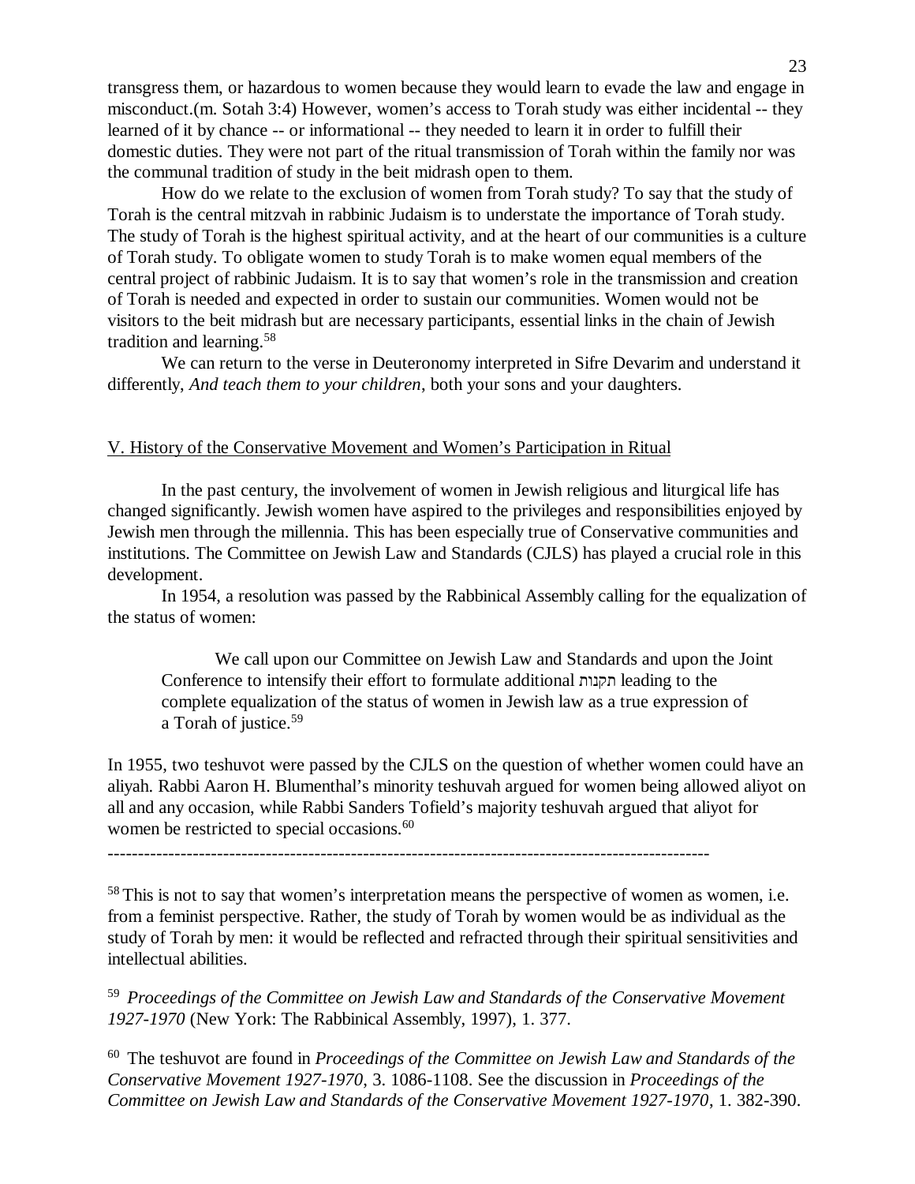transgress them, or hazardous to women because they would learn to evade the law and engage in misconduct.(m. Sotah 3:4) However, women's access to Torah study was either incidental -- they learned of it by chance -- or informational -- they needed to learn it in order to fulfill their domestic duties. They were not part of the ritual transmission of Torah within the family nor was the communal tradition of study in the beit midrash open to them.

How do we relate to the exclusion of women from Torah study? To say that the study of Torah is the central mitzvah in rabbinic Judaism is to understate the importance of Torah study. The study of Torah is the highest spiritual activity, and at the heart of our communities is a culture of Torah study. To obligate women to study Torah is to make women equal members of the central project of rabbinic Judaism. It is to say that women's role in the transmission and creation of Torah is needed and expected in order to sustain our communities. Women would not be visitors to the beit midrash but are necessary participants, essential links in the chain of Jewish tradition and learning.[58]

We can return to the verse in Deuteronomy interpreted in Sifre Devarim and understand it differently, *And teach them to your children*, both your sons and your daughters.

## V. History of the Conservative Movement and Women's Participation in Ritual

In the past century, the involvement of women in Jewish religious and liturgical life has changed significantly. Jewish women have aspired to the privileges and responsibilities enjoyed by Jewish men through the millennia. This has been especially true of Conservative communities and institutions. The Committee on Jewish Law and Standards (CJLS) has played a crucial role in this development.

In 1954, a resolution was passed by the Rabbinical Assembly calling for the equalization of the status of women:

> We call upon our Committee on Jewish Law and Standards and upon the Joint Conference to intensify their effort to formulate additional תקנות leading to the complete equalization of the status of women in Jewish law as a true expression of a Torah of justice.[59]

In 1955, two teshuvot were passed by the CJLS on the question of whether women could have an aliyah. Rabbi Aaron H. Blumenthal's minority teshuvah argued for women being allowed aliyot on all and any occasion, while Rabbi Sanders Tofield's majority teshuvah argued that aliyot for women be restricted to special occasions.[60]

---

[58] This is not to say that women's interpretation means the perspective of women as women, i.e. from a feminist perspective. Rather, the study of Torah by women would be as individual as the study of Torah by men: it would be reflected and refracted through their spiritual sensitivities and intellectual abilities.

[59] *Proceedings of the Committee on Jewish Law and Standards of the Conservative Movement 1927-1970* (New York: The Rabbinical Assembly, 1997), 1. 377.

[60] The teshuvot are found in *Proceedings of the Committee on Jewish Law and Standards of the Conservative Movement 1927-1970*, 3. 1086-1108. See the discussion in *Proceedings of the Committee on Jewish Law and Standards of the Conservative Movement 1927-1970*, 1. 382-390.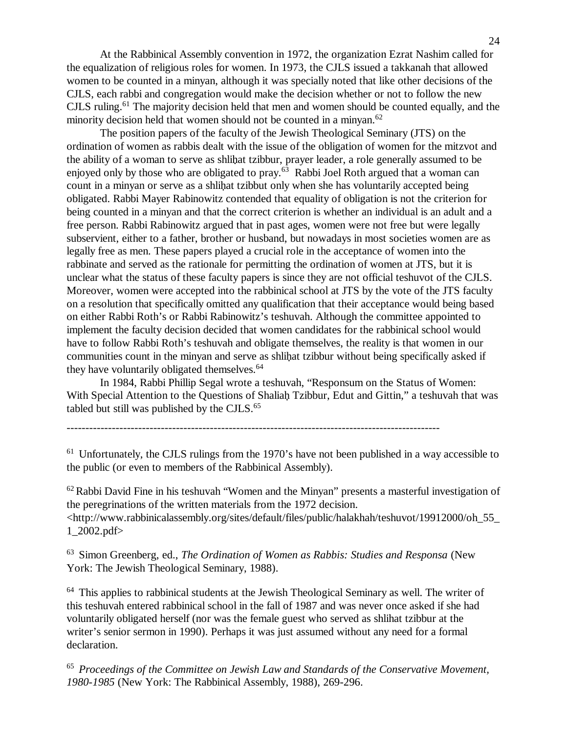At the Rabbinical Assembly convention in 1972, the organization Ezrat Nashim called for the equalization of religious roles for women. In 1973, the CJLS issued a takkanah that allowed women to be counted in a minyan, although it was specially noted that like other decisions of the CJLS, each rabbi and congregation would make the decision whether or not to follow the new CJLS ruling.[61] The majority decision held that men and women should be counted equally, and the minority decision held that women should not be counted in a minyan.[62]

The position papers of the faculty of the Jewish Theological Seminary (JTS) on the ordination of women as rabbis dealt with the issue of the obligation of women for the mitzvot and the ability of a woman to serve as shliḥat tzibbur, prayer leader, a role generally assumed to be enjoyed only by those who are obligated to pray.[63] Rabbi Joel Roth argued that a woman can count in a minyan or serve as a shliḥat tzibbut only when she has voluntarily accepted being obligated. Rabbi Mayer Rabinowitz contended that equality of obligation is not the criterion for being counted in a minyan and that the correct criterion is whether an individual is an adult and a free person. Rabbi Rabinowitz argued that in past ages, women were not free but were legally subservient, either to a father, brother or husband, but nowadays in most societies women are as legally free as men. These papers played a crucial role in the acceptance of women into the rabbinate and served as the rationale for permitting the ordination of women at JTS, but it is unclear what the status of these faculty papers is since they are not official teshuvot of the CJLS. Moreover, women were accepted into the rabbinical school at JTS by the vote of the JTS faculty on a resolution that specifically omitted any qualification that their acceptance would being based on either Rabbi Roth's or Rabbi Rabinowitz's teshuvah. Although the committee appointed to implement the faculty decision decided that women candidates for the rabbinical school would have to follow Rabbi Roth's teshuvah and obligate themselves, the reality is that women in our communities count in the minyan and serve as shliḥat tzibbur without being specifically asked if they have voluntarily obligated themselves.[64]

In 1984, Rabbi Phillip Segal wrote a teshuvah, "Responsum on the Status of Women: With Special Attention to the Questions of Shaliaḥ Tzibbur, Edut and Gittin," a teshuvah that was tabled but still was published by the CJLS.[65]

---

[61] Unfortunately, the CJLS rulings from the 1970's have not been published in a way accessible to the public (or even to members of the Rabbinical Assembly).

[62] Rabbi David Fine in his teshuvah "Women and the Minyan" presents a masterful investigation of the peregrinations of the written materials from the 1972 decision. <http://www.rabbinicalassembly.org/sites/default/files/public/halakhah/teshuvot/19912000/oh_55_1_2002.pdf>

[63] Simon Greenberg, ed., *The Ordination of Women as Rabbis: Studies and Responsa* (New York: The Jewish Theological Seminary, 1988).

[64] This applies to rabbinical students at the Jewish Theological Seminary as well. The writer of this teshuvah entered rabbinical school in the fall of 1987 and was never once asked if she had voluntarily obligated herself (nor was the female guest who served as shlihat tzibbur at the writer's senior sermon in 1990). Perhaps it was just assumed without any need for a formal declaration.

[65] *Proceedings of the Committee on Jewish Law and Standards of the Conservative Movement, 1980-1985* (New York: The Rabbinical Assembly, 1988), 269-296.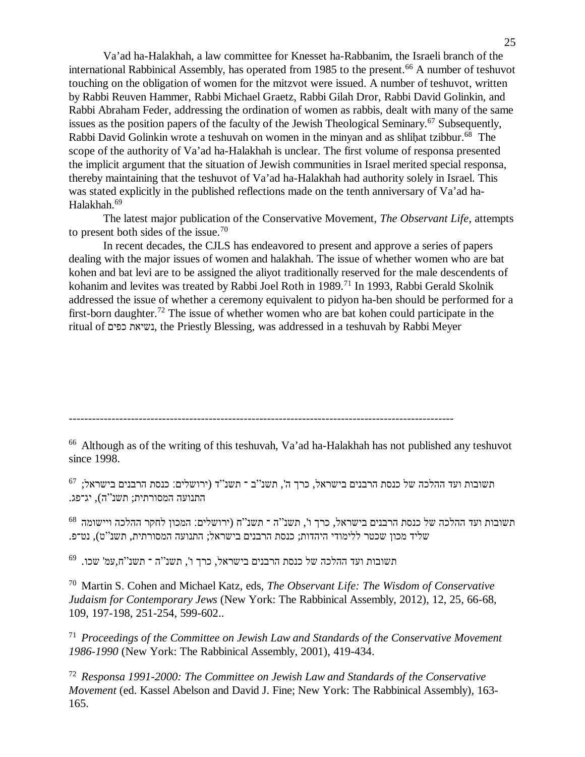Va'ad ha-Halakhah, a law committee for Knesset ha-Rabbanim, the Israeli branch of the international Rabbinical Assembly, has operated from 1985 to the present.[66] A number of teshuvot touching on the obligation of women for the mitzvot were issued. A number of teshuvot, written by Rabbi Reuven Hammer, Rabbi Michael Graetz, Rabbi Gilah Dror, Rabbi David Golinkin, and Rabbi Abraham Feder, addressing the ordination of women as rabbis, dealt with many of the same issues as the position papers of the faculty of the Jewish Theological Seminary.[67] Subsequently, Rabbi David Golinkin wrote a teshuvah on women in the minyan and as shliḥat tzibbur.[68] The scope of the authority of Va'ad ha-Halakhah is unclear. The first volume of responsa presented the implicit argument that the situation of Jewish communities in Israel merited special responsa, thereby maintaining that the teshuvot of Va'ad ha-Halakhah had authority solely in Israel. This was stated explicitly in the published reflections made on the tenth anniversary of Va'ad ha-Halakhah.[69]

The latest major publication of the Conservative Movement, *The Observant Life*, attempts to present both sides of the issue.[70]

In recent decades, the CJLS has endeavored to present and approve a series of papers dealing with the major issues of women and halakhah. The issue of whether women who are bat kohen and bat levi are to be assigned the aliyot traditionally reserved for the male descendents of kohanim and levites was treated by Rabbi Joel Roth in 1989.[71] In 1993, Rabbi Gerald Skolnik addressed the issue of whether a ceremony equivalent to pidyon ha-ben should be performed for a first-born daughter.[72] The issue of whether women who are bat kohen could participate in the ritual of נשיאת כפים, the Priestly Blessing, was addressed in a teshuvah by Rabbi Meyer

---

[66] Although as of the writing of this teshuvah, Va'ad ha-Halakhah has not published any teshuvot since 1998.

[67] תשובות ועד ההלכה של כנסת הרבנים בישראל, כרך ה', תשנ"ב - תשנ"ד (ירושלים: כנסת הרבנים בישראל; התנועה המסורתית; תשנ"ה), יג-פג.

[68] תשובות ועד ההלכה של כנסת הרבנים בישראל, כרך ו', תשנ"ה - תשנ"ח (ירושלים: המכון לחקר ההלכה ויישומה שליד מכון שכטר ללימודי היהדות; כנסת הרבנים בישראל; התנועה המסורתית, תשנ"ט), נט-פ.

[69] תשובות ועד ההלכה של כנסת הרבנים בישראל, כרך ו', תשנ"ה - תשנ"ח,עמ' שכו.

[70] Martin S. Cohen and Michael Katz, eds, *The Observant Life: The Wisdom of Conservative Judaism for Contemporary Jews* (New York: The Rabbinical Assembly, 2012), 12, 25, 66-68, 109, 197-198, 251-254, 599-602..

[71] *Proceedings of the Committee on Jewish Law and Standards of the Conservative Movement 1986-1990* (New York: The Rabbinical Assembly, 2001), 419-434.

[72] *Responsa 1991-2000: The Committee on Jewish Law and Standards of the Conservative Movement* (ed. Kassel Abelson and David J. Fine; New York: The Rabbinical Assembly), 163-165.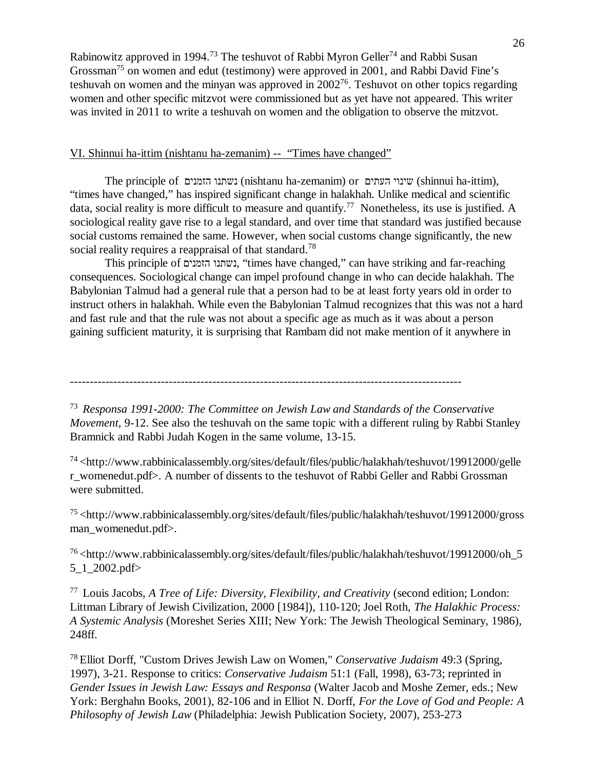Rabinowitz approved in 1994.[73] The teshuvot of Rabbi Myron Geller[74] and Rabbi Susan Grossman[75] on women and edut (testimony) were approved in 2001, and Rabbi David Fine's teshuvah on women and the minyan was approved in 2002[76]. Teshuvot on other topics regarding women and other specific mitzvot were commissioned but as yet have not appeared. This writer was invited in 2011 to write a teshuvah on women and the obligation to observe the mitzvot.

## VI. Shinnui ha-ittim (nishtanu ha-zemanim) -- "Times have changed"

The principle of נשתנו הזמנים (nishtanu ha-zemanim) or שינוי העתים (shinnui ha-ittim), "times have changed," has inspired significant change in halakhah. Unlike medical and scientific data, social reality is more difficult to measure and quantify.[77] Nonetheless, its use is justified. A sociological reality gave rise to a legal standard, and over time that standard was justified because social customs remained the same. However, when social customs change significantly, the new social reality requires a reappraisal of that standard.[78]

This principle of נשתנו הזמנים, "times have changed," can have striking and far-reaching consequences. Sociological change can impel profound change in who can decide halakhah. The Babylonian Talmud had a general rule that a person had to be at least forty years old in order to instruct others in halakhah. While even the Babylonian Talmud recognizes that this was not a hard and fast rule and that the rule was not about a specific age as much as it was about a person gaining sufficient maturity, it is surprising that Rambam did not make mention of it anywhere in

---

[73] *Responsa 1991-2000: The Committee on Jewish Law and Standards of the Conservative Movement*, 9-12. See also the teshuvah on the same topic with a different ruling by Rabbi Stanley Bramnick and Rabbi Judah Kogen in the same volume, 13-15.

[74] <http://www.rabbinicalassembly.org/sites/default/files/public/halakhah/teshuvot/19912000/geller_womenedut.pdf>. A number of dissents to the teshuvot of Rabbi Geller and Rabbi Grossman were submitted.

[75] <http://www.rabbinicalassembly.org/sites/default/files/public/halakhah/teshuvot/19912000/grossman_womenedut.pdf>.

[76] <http://www.rabbinicalassembly.org/sites/default/files/public/halakhah/teshuvot/19912000/oh_55_1_2002.pdf>

[77] Louis Jacobs, *A Tree of Life: Diversity, Flexibility, and Creativity* (second edition; London: Littman Library of Jewish Civilization, 2000 [1984]), 110-120; Joel Roth, *The Halakhic Process: A Systemic Analysis* (Moreshet Series XIII; New York: The Jewish Theological Seminary, 1986), 248ff.

[78] Elliot Dorff, "Custom Drives Jewish Law on Women," *Conservative Judaism* 49:3 (Spring, 1997), 3-21. Response to critics: *Conservative Judaism* 51:1 (Fall, 1998), 63-73; reprinted in *Gender Issues in Jewish Law: Essays and Responsa* (Walter Jacob and Moshe Zemer, eds.; New York: Berghahn Books, 2001), 82-106 and in Elliot N. Dorff, *For the Love of God and People: A Philosophy of Jewish Law* (Philadelphia: Jewish Publication Society, 2007), 253-273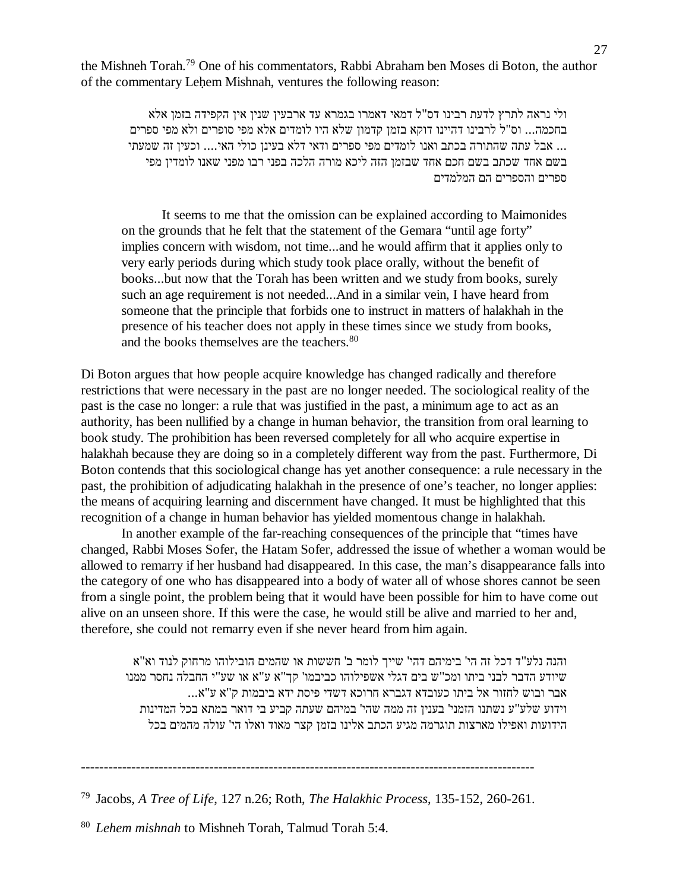the Mishneh Torah.[79] One of his commentators, Rabbi Abraham ben Moses di Boton, the author of the commentary Leḥem Mishnah, ventures the following reason:

> ולי נראה לתרץ לדעת רבינו דס"ל דמאי דאמרו בגמרא עד ארבעין שנין אין הקפידה בזמן אלא בחכמה... וס"ל לרבינו דהיינו דוקא בזמן קדמון שלא היו לומדים אלא מפי סופרים ולא מפי ספרים ... אבל עתה שהתורה בכתב ואנו לומדים מפי ספרים ודאי דלא בעינן כולי האי.... וכעין זה שמעתי בשם אחד שכתב בשם חכם אחד שבזמן הזה ליכא מורה הלכה בפני רבו מפני שאנו לומדין מפי ספרים והספרים הם המלמדים
>
> It seems to me that the omission can be explained according to Maimonides on the grounds that he felt that the statement of the Gemara "until age forty" implies concern with wisdom, not time...and he would affirm that it applies only to very early periods during which study took place orally, without the benefit of books...but now that the Torah has been written and we study from books, surely such an age requirement is not needed...And in a similar vein, I have heard from someone that the principle that forbids one to instruct in matters of halakhah in the presence of his teacher does not apply in these times since we study from books, and the books themselves are the teachers.[80]

Di Boton argues that how people acquire knowledge has changed radically and therefore restrictions that were necessary in the past are no longer needed. The sociological reality of the past is the case no longer: a rule that was justified in the past, a minimum age to act as an authority, has been nullified by a change in human behavior, the transition from oral learning to book study. The prohibition has been reversed completely for all who acquire expertise in halakhah because they are doing so in a completely different way from the past. Furthermore, Di Boton contends that this sociological change has yet another consequence: a rule necessary in the past, the prohibition of adjudicating halakhah in the presence of one's teacher, no longer applies: the means of acquiring learning and discernment have changed. It must be highlighted that this recognition of a change in human behavior has yielded momentous change in halakhah.

In another example of the far-reaching consequences of the principle that "times have changed, Rabbi Moses Sofer, the Hatam Sofer, addressed the issue of whether a woman would be allowed to remarry if her husband had disappeared. In this case, the man's disappearance falls into the category of one who has disappeared into a body of water all of whose shores cannot be seen from a single point, the problem being that it would have been possible for him to have come out alive on an unseen shore. If this were the case, he would still be alive and married to her and, therefore, she could not remarry even if she never heard from him again.

> והנה נלע"ד דכל זה הי' בימיהם דהי' שייך לומר ב' חששות או שהמים הובילוהו מרחוק לנוד וא"א שיודע הדבר לבני ביתו ומכ"ש בים דגלי אשפילוהו כביבמו' קך"א ע"א או שע"י החבלה נחסר ממנו אבר ובוש לחזור אל ביתו כעובדא דגברא חרוכא דשדי פיסת ידא ביבמות ק"א ע"א...
> וידוע שלע"ע נשתנו הזמני' בענין זה ממה שהי' במיהם שעתה קביע בי דואר במתא בכל המדינות הידועות ואפילו מארצות תוגרמה מגיע הכתב אלינו בזמן קצר מאוד ואלו הי' עולה מהמים בכל

---

[79] Jacobs, *A Tree of Life*, 127 n.26; Roth, *The Halakhic Process*, 135-152, 260-261.

[80] *Lehem mishnah* to Mishneh Torah, Talmud Torah 5:4.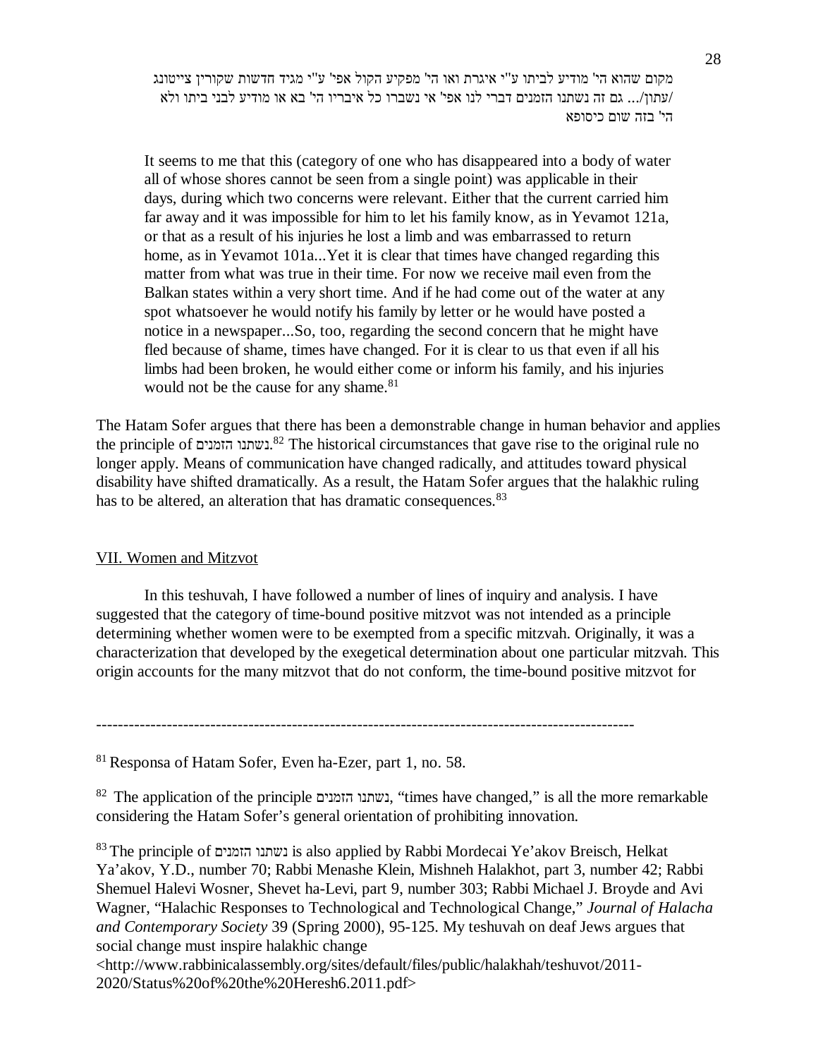מקום שהוא הי' מודיע לביתו ע"י איגרת ואו הי' מפקיע הקול אפי' ע"י מגיד חדשות שקורין צייטונג /עתון/... גם זה נשתנו הזמנים דברי לנו אפי' אי נשברו כל איבריו הי' בא או מודיע לבני ביתו ולא הי' בזה שום כיסופא

> It seems to me that this (category of one who has disappeared into a body of water all of whose shores cannot be seen from a single point) was applicable in their days, during which two concerns were relevant. Either that the current carried him far away and it was impossible for him to let his family know, as in Yevamot 121a, or that as a result of his injuries he lost a limb and was embarrassed to return home, as in Yevamot 101a...Yet it is clear that times have changed regarding this matter from what was true in their time. For now we receive mail even from the Balkan states within a very short time. And if he had come out of the water at any spot whatsoever he would notify his family by letter or he would have posted a notice in a newspaper...So, too, regarding the second concern that he might have fled because of shame, times have changed. For it is clear to us that even if all his limbs had been broken, he would either come or inform his family, and his injuries would not be the cause for any shame.[81]

The Hatam Sofer argues that there has been a demonstrable change in human behavior and applies the principle of נשתנו הזמנים.[82] The historical circumstances that gave rise to the original rule no longer apply. Means of communication have changed radically, and attitudes toward physical disability have shifted dramatically. As a result, the Hatam Sofer argues that the halakhic ruling has to be altered, an alteration that has dramatic consequences.[83]

## VII. Women and Mitzvot

In this teshuvah, I have followed a number of lines of inquiry and analysis. I have suggested that the category of time-bound positive mitzvot was not intended as a principle determining whether women were to be exempted from a specific mitzvah. Originally, it was a characterization that developed by the exegetical determination about one particular mitzvah. This origin accounts for the many mitzvot that do not conform, the time-bound positive mitzvot for

---

[81] Responsa of Hatam Sofer, Even ha-Ezer, part 1, no. 58.

[82] The application of the principle נשתנו הזמנים, "times have changed," is all the more remarkable considering the Hatam Sofer's general orientation of prohibiting innovation.

[83] The principle of נשתנו הזמנים is also applied by Rabbi Mordecai Ye'akov Breisch, Helkat Ya'akov, Y.D., number 70; Rabbi Menashe Klein, Mishneh Halakhot, part 3, number 42; Rabbi Shemuel Halevi Wosner, Shevet ha-Levi, part 9, number 303; Rabbi Michael J. Broyde and Avi Wagner, "Halachic Responses to Technological and Technological Change," *Journal of Halacha and Contemporary Society* 39 (Spring 2000), 95-125. My teshuvah on deaf Jews argues that social change must inspire halakhic change <http://www.rabbinicalassembly.org/sites/default/files/public/halakhah/teshuvot/2011-2020/Status%20of%20the%20Heresh6.2011.pdf>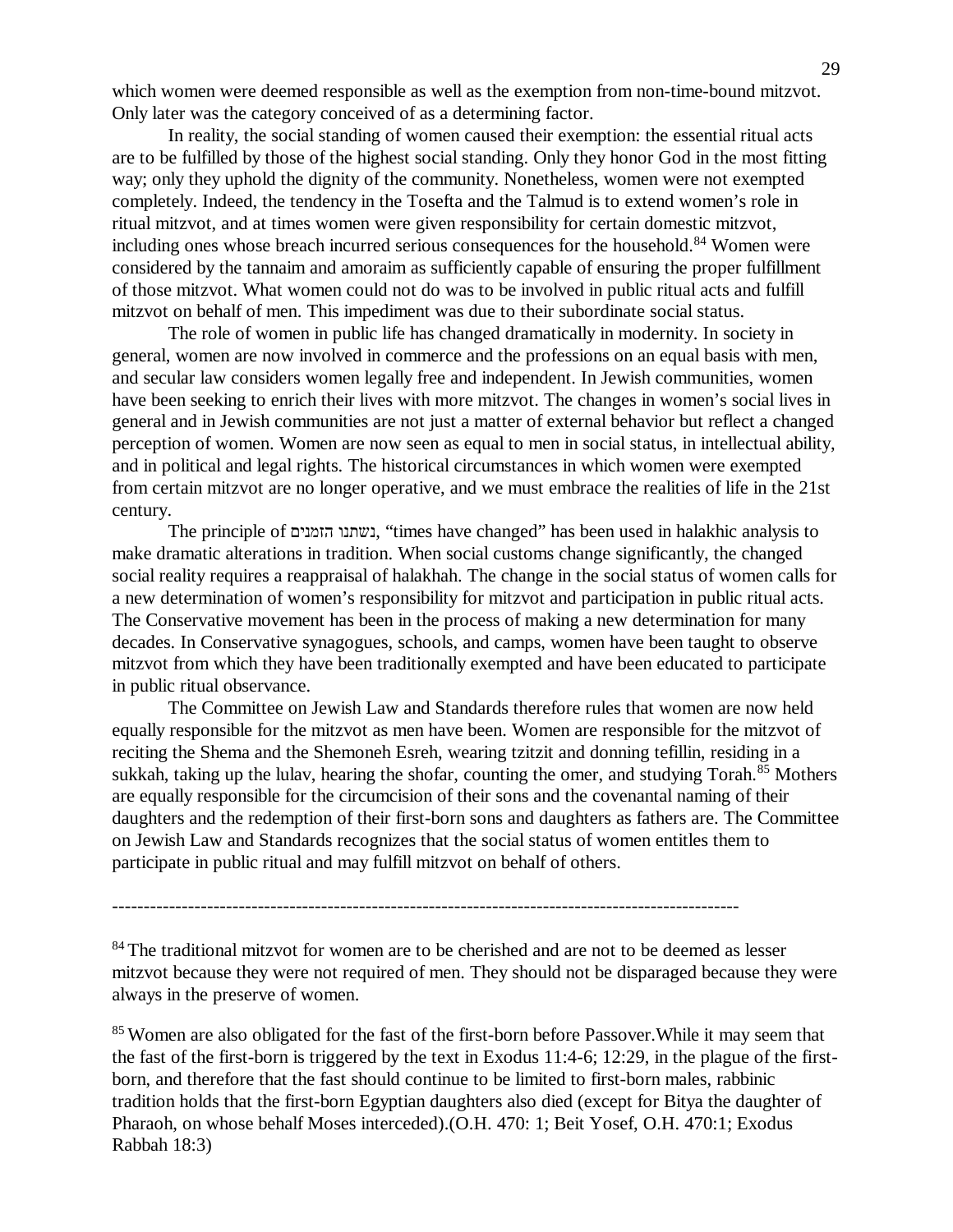which women were deemed responsible as well as the exemption from non-time-bound mitzvot. Only later was the category conceived of as a determining factor.

In reality, the social standing of women caused their exemption: the essential ritual acts are to be fulfilled by those of the highest social standing. Only they honor God in the most fitting way; only they uphold the dignity of the community. Nonetheless, women were not exempted completely. Indeed, the tendency in the Tosefta and the Talmud is to extend women's role in ritual mitzvot, and at times women were given responsibility for certain domestic mitzvot, including ones whose breach incurred serious consequences for the household.[84] Women were considered by the tannaim and amoraim as sufficiently capable of ensuring the proper fulfillment of those mitzvot. What women could not do was to be involved in public ritual acts and fulfill mitzvot on behalf of men. This impediment was due to their subordinate social status.

The role of women in public life has changed dramatically in modernity. In society in general, women are now involved in commerce and the professions on an equal basis with men, and secular law considers women legally free and independent. In Jewish communities, women have been seeking to enrich their lives with more mitzvot. The changes in women's social lives in general and in Jewish communities are not just a matter of external behavior but reflect a changed perception of women. Women are now seen as equal to men in social status, in intellectual ability, and in political and legal rights. The historical circumstances in which women were exempted from certain mitzvot are no longer operative, and we must embrace the realities of life in the 21st century.

The principle of נשתנו הזמנים, "times have changed" has been used in halakhic analysis to make dramatic alterations in tradition. When social customs change significantly, the changed social reality requires a reappraisal of halakhah. The change in the social status of women calls for a new determination of women's responsibility for mitzvot and participation in public ritual acts. The Conservative movement has been in the process of making a new determination for many decades. In Conservative synagogues, schools, and camps, women have been taught to observe mitzvot from which they have been traditionally exempted and have been educated to participate in public ritual observance.

The Committee on Jewish Law and Standards therefore rules that women are now held equally responsible for the mitzvot as men have been. Women are responsible for the mitzvot of reciting the Shema and the Shemoneh Esreh, wearing tzitzit and donning tefillin, residing in a sukkah, taking up the lulav, hearing the shofar, counting the omer, and studying Torah.[85] Mothers are equally responsible for the circumcision of their sons and the covenantal naming of their daughters and the redemption of their first-born sons and daughters as fathers are. The Committee on Jewish Law and Standards recognizes that the social status of women entitles them to participate in public ritual and may fulfill mitzvot on behalf of others.

---

[84] The traditional mitzvot for women are to be cherished and are not to be deemed as lesser mitzvot because they were not required of men. They should not be disparaged because they were always in the preserve of women.

[85] Women are also obligated for the fast of the first-born before Passover.While it may seem that the fast of the first-born is triggered by the text in Exodus 11:4-6; 12:29, in the plague of the first-born, and therefore that the fast should continue to be limited to first-born males, rabbinic tradition holds that the first-born Egyptian daughters also died (except for Bitya the daughter of Pharaoh, on whose behalf Moses interceded).(O.H. 470: 1; Beit Yosef, O.H. 470:1; Exodus Rabbah 18:3)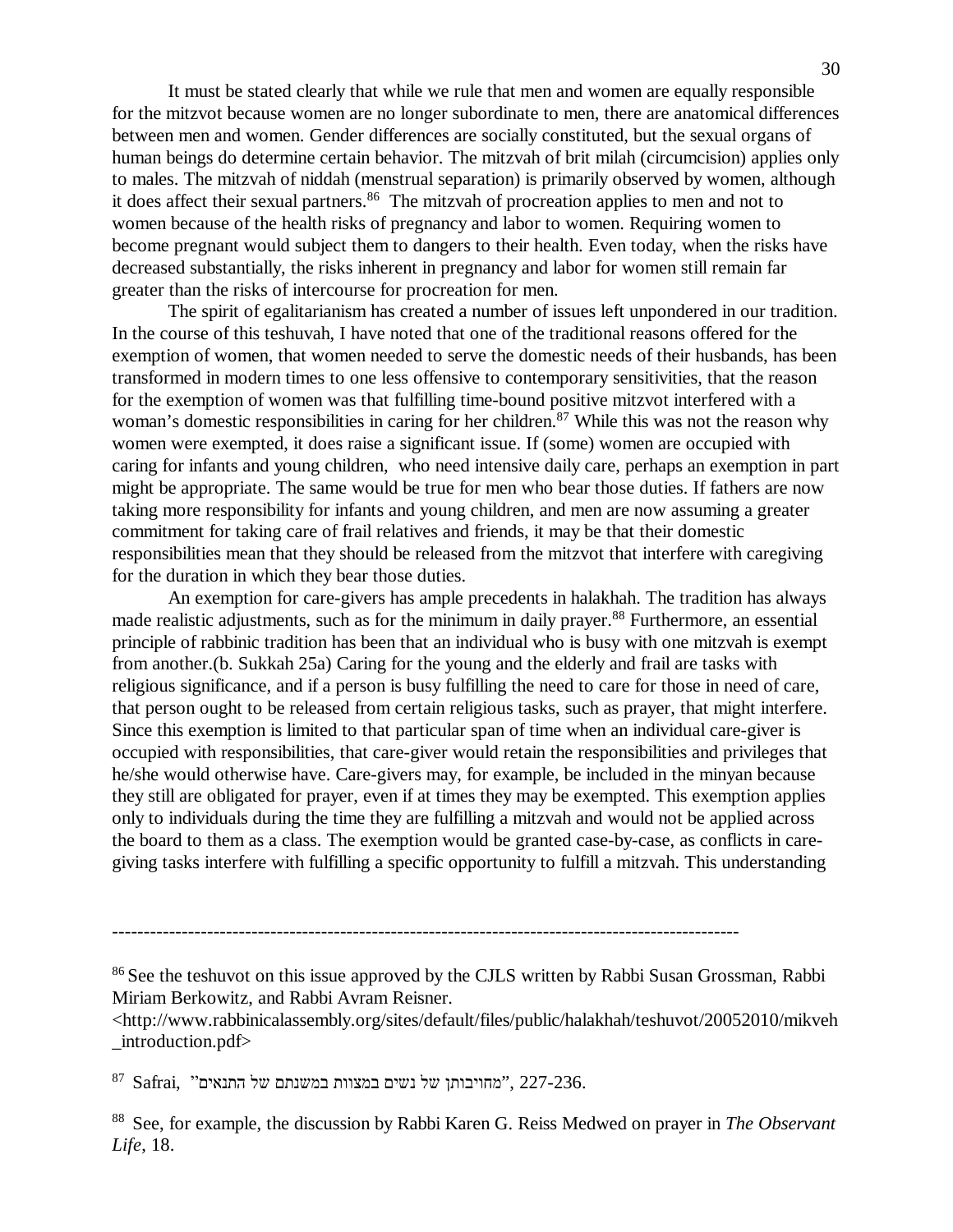It must be stated clearly that while we rule that men and women are equally responsible for the mitzvot because women are no longer subordinate to men, there are anatomical differences between men and women. Gender differences are socially constituted, but the sexual organs of human beings do determine certain behavior. The mitzvah of brit milah (circumcision) applies only to males. The mitzvah of niddah (menstrual separation) is primarily observed by women, although it does affect their sexual partners.[86] The mitzvah of procreation applies to men and not to women because of the health risks of pregnancy and labor to women. Requiring women to become pregnant would subject them to dangers to their health. Even today, when the risks have decreased substantially, the risks inherent in pregnancy and labor for women still remain far greater than the risks of intercourse for procreation for men.

The spirit of egalitarianism has created a number of issues left unpondered in our tradition. In the course of this teshuvah, I have noted that one of the traditional reasons offered for the exemption of women, that women needed to serve the domestic needs of their husbands, has been transformed in modern times to one less offensive to contemporary sensitivities, that the reason for the exemption of women was that fulfilling time-bound positive mitzvot interfered with a woman's domestic responsibilities in caring for her children.[87] While this was not the reason why women were exempted, it does raise a significant issue. If (some) women are occupied with caring for infants and young children, who need intensive daily care, perhaps an exemption in part might be appropriate. The same would be true for men who bear those duties. If fathers are now taking more responsibility for infants and young children, and men are now assuming a greater commitment for taking care of frail relatives and friends, it may be that their domestic responsibilities mean that they should be released from the mitzvot that interfere with caregiving for the duration in which they bear those duties.

An exemption for care-givers has ample precedents in halakhah. The tradition has always made realistic adjustments, such as for the minimum in daily prayer.[88] Furthermore, an essential principle of rabbinic tradition has been that an individual who is busy with one mitzvah is exempt from another.(b. Sukkah 25a) Caring for the young and the elderly and frail are tasks with religious significance, and if a person is busy fulfilling the need to care for those in need of care, that person ought to be released from certain religious tasks, such as prayer, that might interfere. Since this exemption is limited to that particular span of time when an individual care-giver is occupied with responsibilities, that care-giver would retain the responsibilities and privileges that he/she would otherwise have. Care-givers may, for example, be included in the minyan because they still are obligated for prayer, even if at times they may be exempted. This exemption applies only to individuals during the time they are fulfilling a mitzvah and would not be applied across the board to them as a class. The exemption would be granted case-by-case, as conflicts in care-giving tasks interfere with fulfilling a specific opportunity to fulfill a mitzvah. This understanding

---

[86] See the teshuvot on this issue approved by the CJLS written by Rabbi Susan Grossman, Rabbi Miriam Berkowitz, and Rabbi Avram Reisner. <http://www.rabbinicalassembly.org/sites/default/files/public/halakhah/teshuvot/20052010/mikveh_introduction.pdf>

[87] Safrai, "מחויבותן של נשים במצוות במשנתם של התנאים", 227-236.

[88] See, for example, the discussion by Rabbi Karen G. Reiss Medwed on prayer in *The Observant Life*, 18.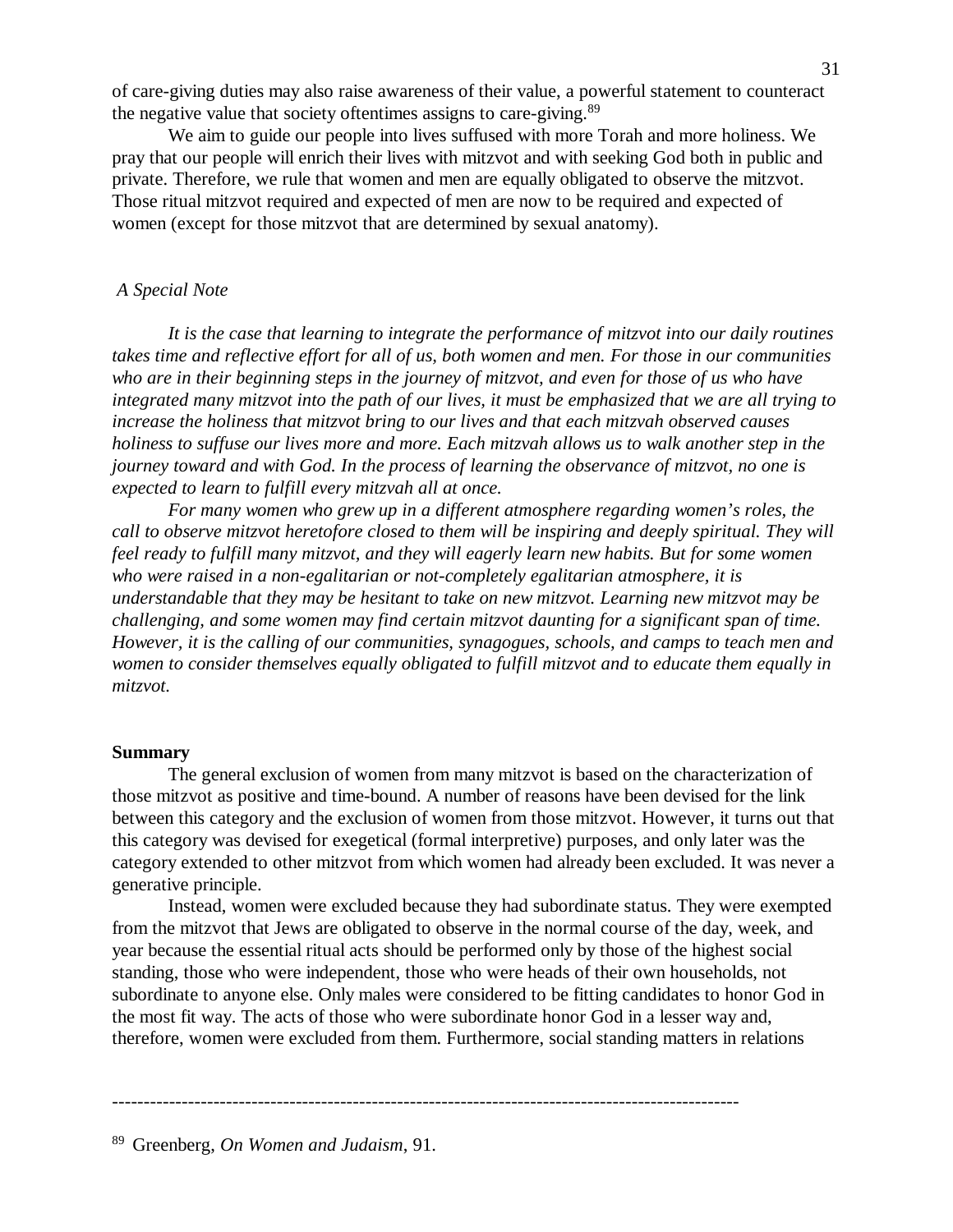of care-giving duties may also raise awareness of their value, a powerful statement to counteract the negative value that society oftentimes assigns to care-giving.[89]

We aim to guide our people into lives suffused with more Torah and more holiness. We pray that our people will enrich their lives with mitzvot and with seeking God both in public and private. Therefore, we rule that women and men are equally obligated to observe the mitzvot. Those ritual mitzvot required and expected of men are now to be required and expected of women (except for those mitzvot that are determined by sexual anatomy).

*A Special Note*

*It is the case that learning to integrate the performance of mitzvot into our daily routines takes time and reflective effort for all of us, both women and men. For those in our communities who are in their beginning steps in the journey of mitzvot, and even for those of us who have integrated many mitzvot into the path of our lives, it must be emphasized that we are all trying to increase the holiness that mitzvot bring to our lives and that each mitzvah observed causes holiness to suffuse our lives more and more. Each mitzvah allows us to walk another step in the journey toward and with God. In the process of learning the observance of mitzvot, no one is expected to learn to fulfill every mitzvah all at once.*

*For many women who grew up in a different atmosphere regarding women's roles, the call to observe mitzvot heretofore closed to them will be inspiring and deeply spiritual. They will feel ready to fulfill many mitzvot, and they will eagerly learn new habits. But for some women who were raised in a non-egalitarian or not-completely egalitarian atmosphere, it is understandable that they may be hesitant to take on new mitzvot. Learning new mitzvot may be challenging, and some women may find certain mitzvot daunting for a significant span of time. However, it is the calling of our communities, synagogues, schools, and camps to teach men and women to consider themselves equally obligated to fulfill mitzvot and to educate them equally in mitzvot.*

**Summary**

The general exclusion of women from many mitzvot is based on the characterization of those mitzvot as positive and time-bound. A number of reasons have been devised for the link between this category and the exclusion of women from those mitzvot. However, it turns out that this category was devised for exegetical (formal interpretive) purposes, and only later was the category extended to other mitzvot from which women had already been excluded. It was never a generative principle.

Instead, women were excluded because they had subordinate status. They were exempted from the mitzvot that Jews are obligated to observe in the normal course of the day, week, and year because the essential ritual acts should be performed only by those of the highest social standing, those who were independent, those who were heads of their own households, not subordinate to anyone else. Only males were considered to be fitting candidates to honor God in the most fit way. The acts of those who were subordinate honor God in a lesser way and, therefore, women were excluded from them. Furthermore, social standing matters in relations

---

[89] Greenberg, *On Women and Judaism*, 91.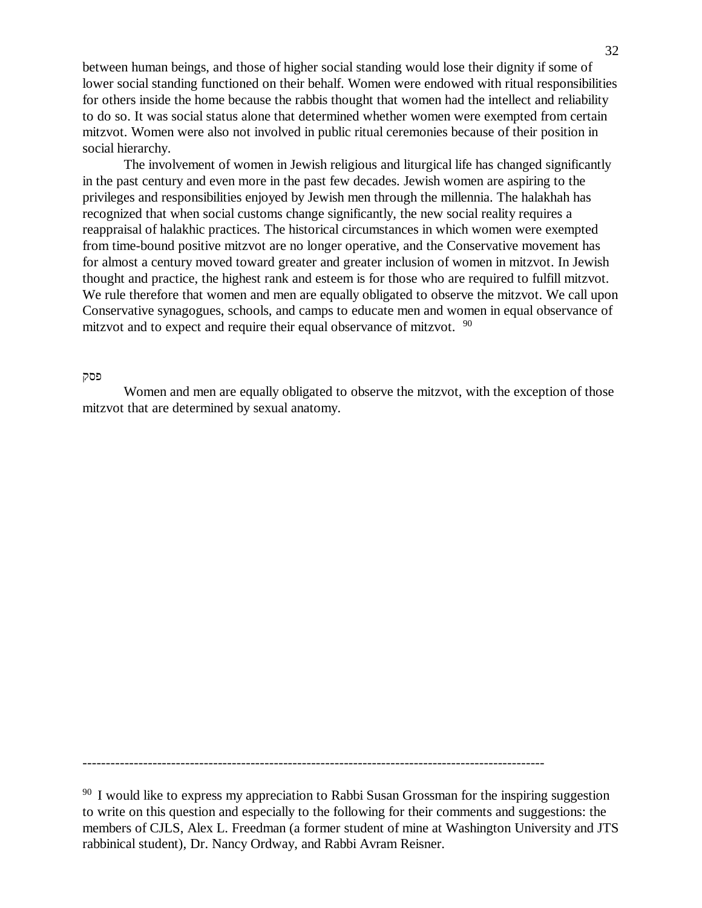between human beings, and those of higher social standing would lose their dignity if some of lower social standing functioned on their behalf. Women were endowed with ritual responsibilities for others inside the home because the rabbis thought that women had the intellect and reliability to do so. It was social status alone that determined whether women were exempted from certain mitzvot. Women were also not involved in public ritual ceremonies because of their position in social hierarchy.

The involvement of women in Jewish religious and liturgical life has changed significantly in the past century and even more in the past few decades. Jewish women are aspiring to the privileges and responsibilities enjoyed by Jewish men through the millennia. The halakhah has recognized that when social customs change significantly, the new social reality requires a reappraisal of halakhic practices. The historical circumstances in which women were exempted from time-bound positive mitzvot are no longer operative, and the Conservative movement has for almost a century moved toward greater and greater inclusion of women in mitzvot. In Jewish thought and practice, the highest rank and esteem is for those who are required to fulfill mitzvot. We rule therefore that women and men are equally obligated to observe the mitzvot. We call upon Conservative synagogues, schools, and camps to educate men and women in equal observance of mitzvot and to expect and require their equal observance of mitzvot. [90]

פסק

Women and men are equally obligated to observe the mitzvot, with the exception of those mitzvot that are determined by sexual anatomy.

---

[90] I would like to express my appreciation to Rabbi Susan Grossman for the inspiring suggestion to write on this question and especially to the following for their comments and suggestions: the members of CJLS, Alex L. Freedman (a former student of mine at Washington University and JTS rabbinical student), Dr. Nancy Ordway, and Rabbi Avram Reisner.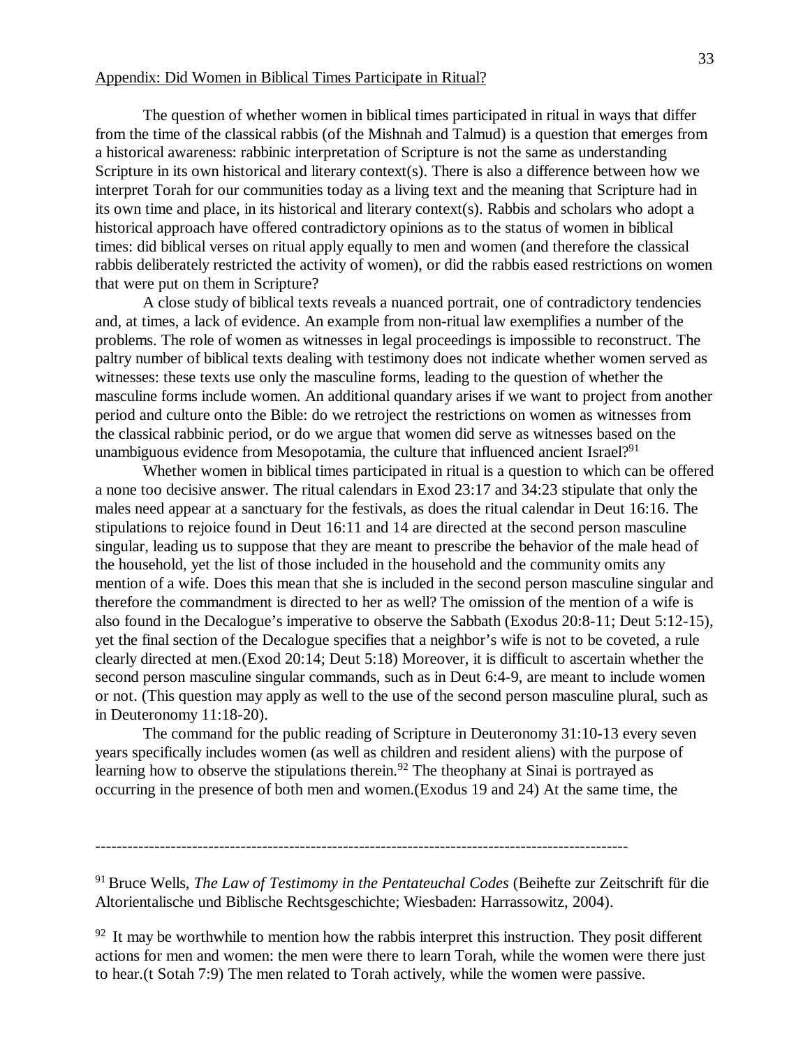Appendix: Did Women in Biblical Times Participate in Ritual?

The question of whether women in biblical times participated in ritual in ways that differ from the time of the classical rabbis (of the Mishnah and Talmud) is a question that emerges from a historical awareness: rabbinic interpretation of Scripture is not the same as understanding Scripture in its own historical and literary context(s). There is also a difference between how we interpret Torah for our communities today as a living text and the meaning that Scripture had in its own time and place, in its historical and literary context(s). Rabbis and scholars who adopt a historical approach have offered contradictory opinions as to the status of women in biblical times: did biblical verses on ritual apply equally to men and women (and therefore the classical rabbis deliberately restricted the activity of women), or did the rabbis eased restrictions on women that were put on them in Scripture?

A close study of biblical texts reveals a nuanced portrait, one of contradictory tendencies and, at times, a lack of evidence. An example from non-ritual law exemplifies a number of the problems. The role of women as witnesses in legal proceedings is impossible to reconstruct. The paltry number of biblical texts dealing with testimony does not indicate whether women served as witnesses: these texts use only the masculine forms, leading to the question of whether the masculine forms include women. An additional quandary arises if we want to project from another period and culture onto the Bible: do we retroject the restrictions on women as witnesses from the classical rabbinic period, or do we argue that women did serve as witnesses based on the unambiguous evidence from Mesopotamia, the culture that influenced ancient Israel?[91]

Whether women in biblical times participated in ritual is a question to which can be offered a none too decisive answer. The ritual calendars in Exod 23:17 and 34:23 stipulate that only the males need appear at a sanctuary for the festivals, as does the ritual calendar in Deut 16:16. The stipulations to rejoice found in Deut 16:11 and 14 are directed at the second person masculine singular, leading us to suppose that they are meant to prescribe the behavior of the male head of the household, yet the list of those included in the household and the community omits any mention of a wife. Does this mean that she is included in the second person masculine singular and therefore the commandment is directed to her as well? The omission of the mention of a wife is also found in the Decalogue's imperative to observe the Sabbath (Exodus 20:8-11; Deut 5:12-15), yet the final section of the Decalogue specifies that a neighbor's wife is not to be coveted, a rule clearly directed at men.(Exod 20:14; Deut 5:18) Moreover, it is difficult to ascertain whether the second person masculine singular commands, such as in Deut 6:4-9, are meant to include women or not. (This question may apply as well to the use of the second person masculine plural, such as in Deuteronomy 11:18-20).

The command for the public reading of Scripture in Deuteronomy 31:10-13 every seven years specifically includes women (as well as children and resident aliens) with the purpose of learning how to observe the stipulations therein.[92] The theophany at Sinai is portrayed as occurring in the presence of both men and women.(Exodus 19 and 24) At the same time, the

---

[91] Bruce Wells, *The Law of Testimomy in the Pentateuchal Codes* (Beihefte zur Zeitschrift für die Altorientalische und Biblische Rechtsgeschichte; Wiesbaden: Harrassowitz, 2004).

[92] It may be worthwhile to mention how the rabbis interpret this instruction. They posit different actions for men and women: the men were there to learn Torah, while the women were there just to hear.(t Sotah 7:9) The men related to Torah actively, while the women were passive.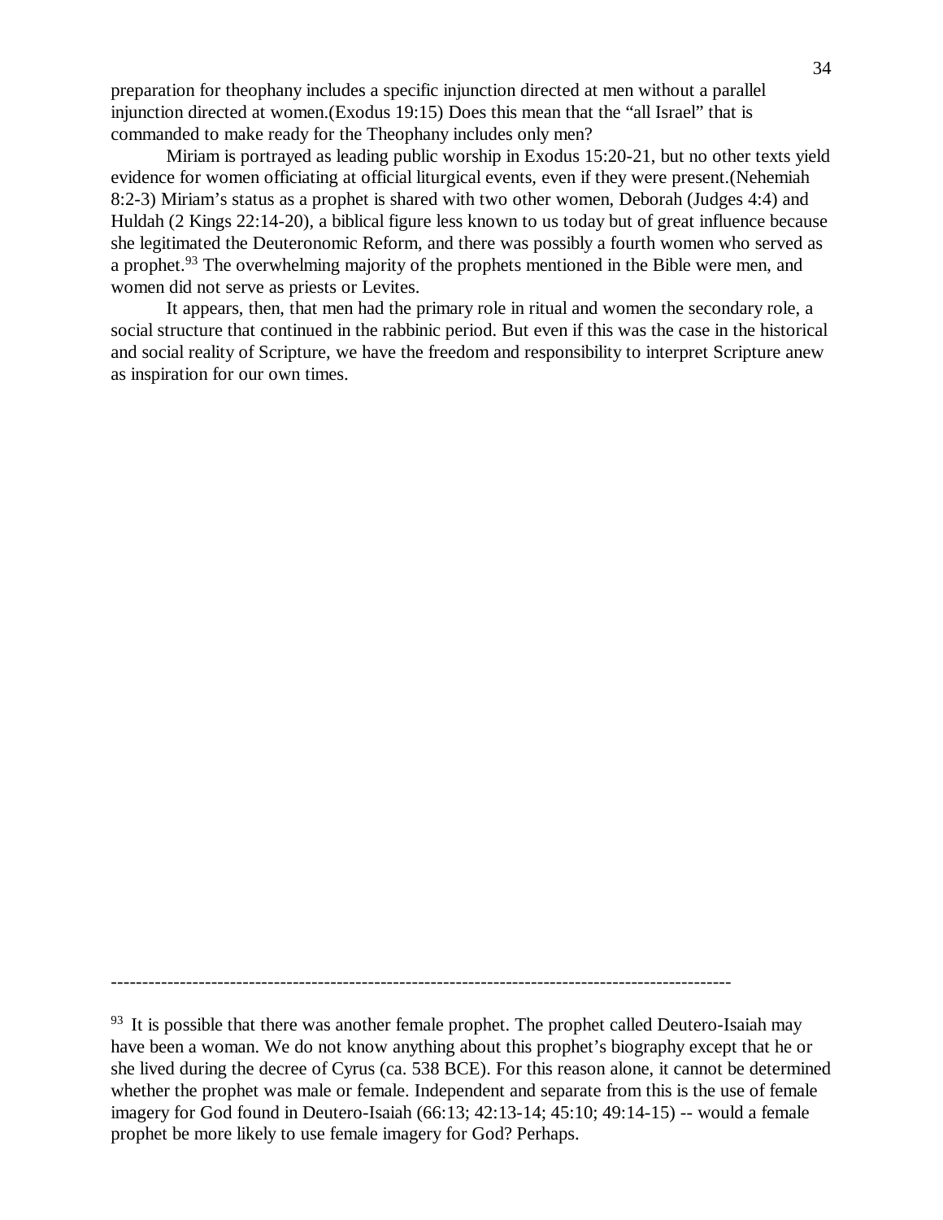preparation for theophany includes a specific injunction directed at men without a parallel injunction directed at women.(Exodus 19:15) Does this mean that the "all Israel" that is commanded to make ready for the Theophany includes only men?

Miriam is portrayed as leading public worship in Exodus 15:20-21, but no other texts yield evidence for women officiating at official liturgical events, even if they were present.(Nehemiah 8:2-3) Miriam's status as a prophet is shared with two other women, Deborah (Judges 4:4) and Huldah (2 Kings 22:14-20), a biblical figure less known to us today but of great influence because she legitimated the Deuteronomic Reform, and there was possibly a fourth women who served as a prophet.[93] The overwhelming majority of the prophets mentioned in the Bible were men, and women did not serve as priests or Levites.

It appears, then, that men had the primary role in ritual and women the secondary role, a social structure that continued in the rabbinic period. But even if this was the case in the historical and social reality of Scripture, we have the freedom and responsibility to interpret Scripture anew as inspiration for our own times.

---

[93] It is possible that there was another female prophet. The prophet called Deutero-Isaiah may have been a woman. We do not know anything about this prophet's biography except that he or she lived during the decree of Cyrus (ca. 538 BCE). For this reason alone, it cannot be determined whether the prophet was male or female. Independent and separate from this is the use of female imagery for God found in Deutero-Isaiah (66:13; 42:13-14; 45:10; 49:14-15) -- would a female prophet be more likely to use female imagery for God? Perhaps.